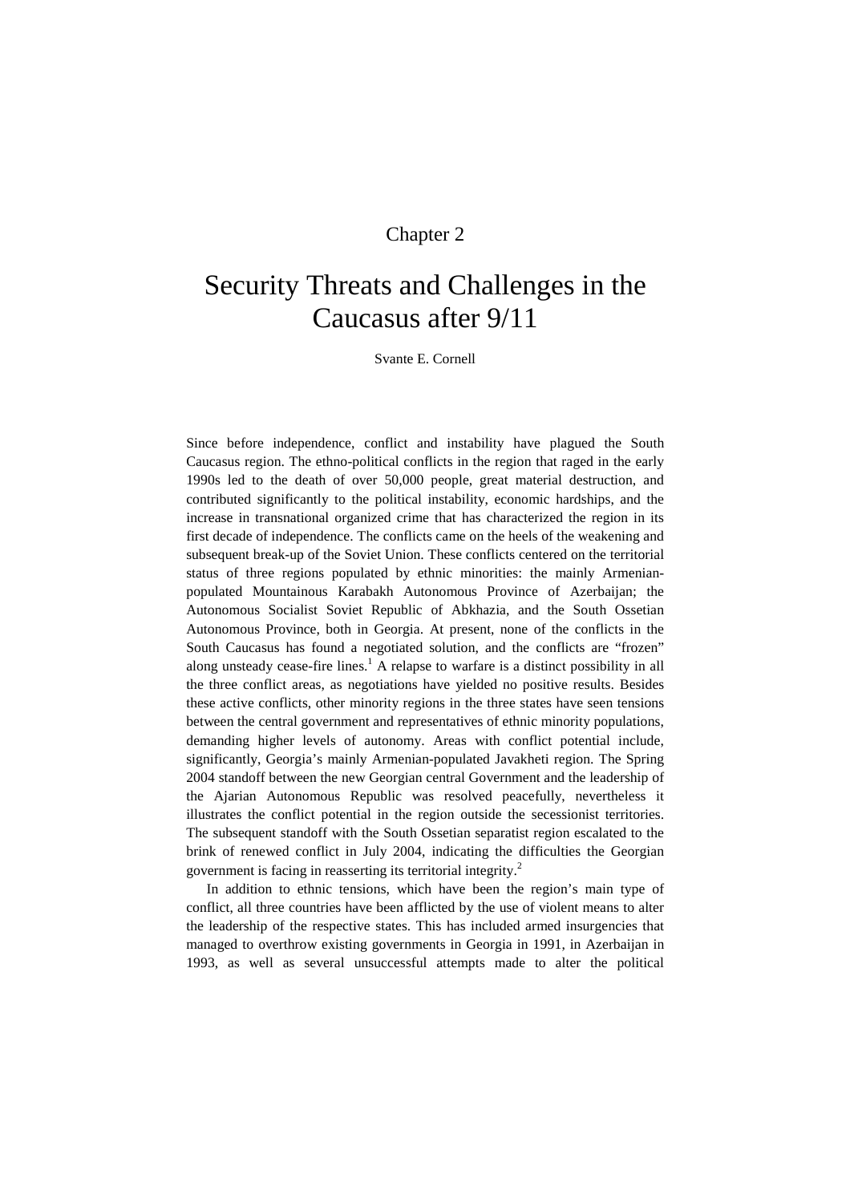Chapter 2

# Security Threats and Challenges in the Caucasus after 9/11

Svante E. Cornell

Since before independence, conflict and instability have plagued the South Caucasus region. The ethno-political conflicts in the region that raged in the early 1990s led to the death of over 50,000 people, great material destruction, and contributed significantly to the political instability, economic hardships, and the increase in transnational organized crime that has characterized the region in its first decade of independence. The conflicts came on the heels of the weakening and subsequent break-up of the Soviet Union. These conflicts centered on the territorial status of three regions populated by ethnic minorities: the mainly Armenian-populated Mountainous Karabakh Autonomous Province of Azerbaijan; the Autonomous Socialist Soviet Republic of Abkhazia, and the South Ossetian Autonomous Province, both in Georgia. At present, none of the conflicts in the South Caucasus has found a negotiated solution, and the conflicts are "frozen" along unsteady cease-fire lines.[1] A relapse to warfare is a distinct possibility in all the three conflict areas, as negotiations have yielded no positive results. Besides these active conflicts, other minority regions in the three states have seen tensions between the central government and representatives of ethnic minority populations, demanding higher levels of autonomy. Areas with conflict potential include, significantly, Georgia's mainly Armenian-populated Javakheti region. The Spring 2004 standoff between the new Georgian central Government and the leadership of the Ajarian Autonomous Republic was resolved peacefully, nevertheless it illustrates the conflict potential in the region outside the secessionist territories. The subsequent standoff with the South Ossetian separatist region escalated to the brink of renewed conflict in July 2004, indicating the difficulties the Georgian government is facing in reasserting its territorial integrity.[2]

In addition to ethnic tensions, which have been the region's main type of conflict, all three countries have been afflicted by the use of violent means to alter the leadership of the respective states. This has included armed insurgencies that managed to overthrow existing governments in Georgia in 1991, in Azerbaijan in 1993, as well as several unsuccessful attempts made to alter the political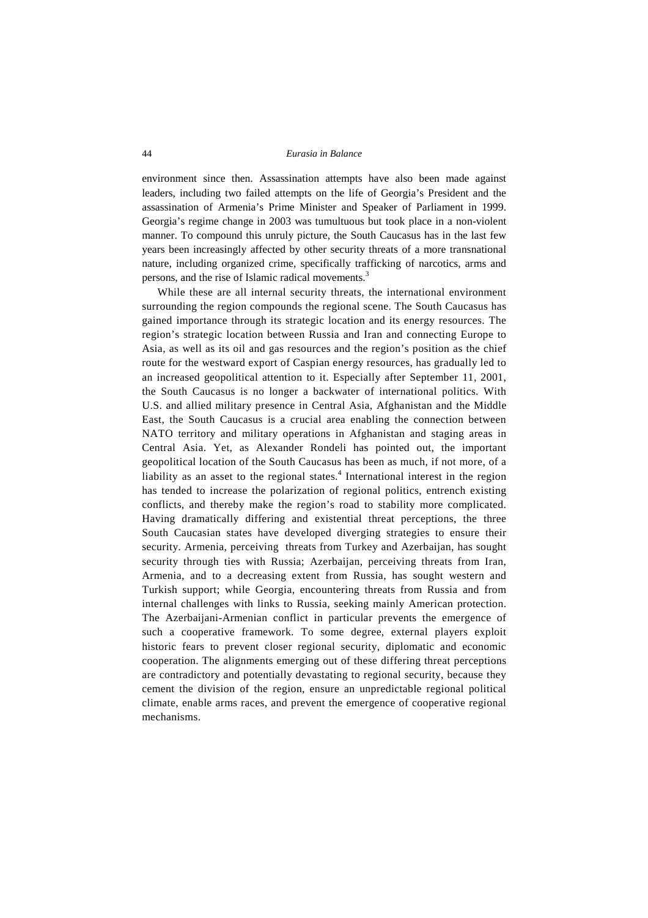environment since then. Assassination attempts have also been made against leaders, including two failed attempts on the life of Georgia's President and the assassination of Armenia's Prime Minister and Speaker of Parliament in 1999. Georgia's regime change in 2003 was tumultuous but took place in a non-violent manner. To compound this unruly picture, the South Caucasus has in the last few years been increasingly affected by other security threats of a more transnational nature, including organized crime, specifically trafficking of narcotics, arms and persons, and the rise of Islamic radical movements.[3]

While these are all internal security threats, the international environment surrounding the region compounds the regional scene. The South Caucasus has gained importance through its strategic location and its energy resources. The region's strategic location between Russia and Iran and connecting Europe to Asia, as well as its oil and gas resources and the region's position as the chief route for the westward export of Caspian energy resources, has gradually led to an increased geopolitical attention to it. Especially after September 11, 2001, the South Caucasus is no longer a backwater of international politics. With U.S. and allied military presence in Central Asia, Afghanistan and the Middle East, the South Caucasus is a crucial area enabling the connection between NATO territory and military operations in Afghanistan and staging areas in Central Asia. Yet, as Alexander Rondeli has pointed out, the important geopolitical location of the South Caucasus has been as much, if not more, of a liability as an asset to the regional states.[4] International interest in the region has tended to increase the polarization of regional politics, entrench existing conflicts, and thereby make the region's road to stability more complicated. Having dramatically differing and existential threat perceptions, the three South Caucasian states have developed diverging strategies to ensure their security. Armenia, perceiving threats from Turkey and Azerbaijan, has sought security through ties with Russia; Azerbaijan, perceiving threats from Iran, Armenia, and to a decreasing extent from Russia, has sought western and Turkish support; while Georgia, encountering threats from Russia and from internal challenges with links to Russia, seeking mainly American protection. The Azerbaijani-Armenian conflict in particular prevents the emergence of such a cooperative framework. To some degree, external players exploit historic fears to prevent closer regional security, diplomatic and economic cooperation. The alignments emerging out of these differing threat perceptions are contradictory and potentially devastating to regional security, because they cement the division of the region, ensure an unpredictable regional political climate, enable arms races, and prevent the emergence of cooperative regional mechanisms.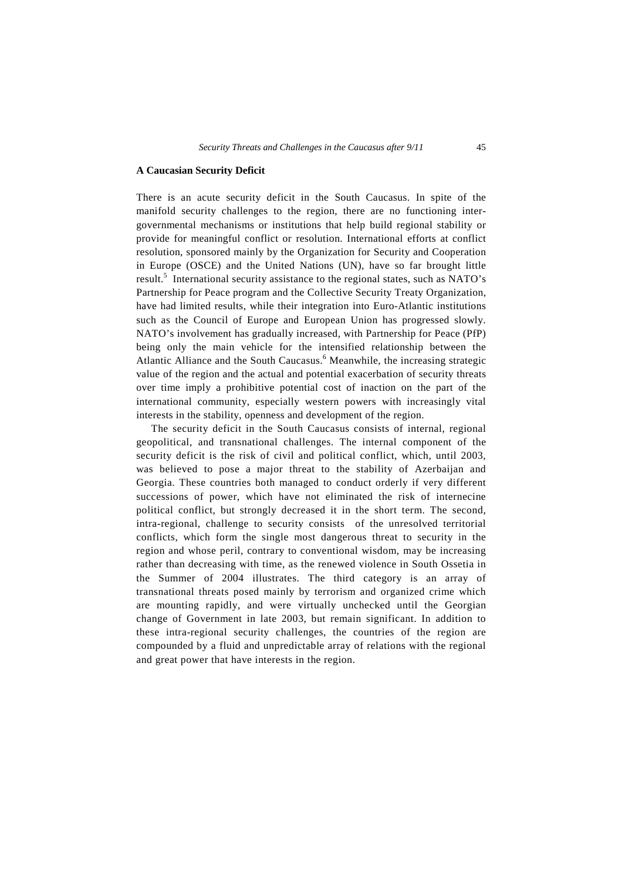### A Caucasian Security Deficit

There is an acute security deficit in the South Caucasus. In spite of the manifold security challenges to the region, there are no functioning inter-governmental mechanisms or institutions that help build regional stability or provide for meaningful conflict or resolution. International efforts at conflict resolution, sponsored mainly by the Organization for Security and Cooperation in Europe (OSCE) and the United Nations (UN), have so far brought little result.[5] International security assistance to the regional states, such as NATO's Partnership for Peace program and the Collective Security Treaty Organization, have had limited results, while their integration into Euro-Atlantic institutions such as the Council of Europe and European Union has progressed slowly. NATO's involvement has gradually increased, with Partnership for Peace (PfP) being only the main vehicle for the intensified relationship between the Atlantic Alliance and the South Caucasus.[6] Meanwhile, the increasing strategic value of the region and the actual and potential exacerbation of security threats over time imply a prohibitive potential cost of inaction on the part of the international community, especially western powers with increasingly vital interests in the stability, openness and development of the region.

The security deficit in the South Caucasus consists of internal, regional geopolitical, and transnational challenges. The internal component of the security deficit is the risk of civil and political conflict, which, until 2003, was believed to pose a major threat to the stability of Azerbaijan and Georgia. These countries both managed to conduct orderly if very different successions of power, which have not eliminated the risk of internecine political conflict, but strongly decreased it in the short term. The second, intra-regional, challenge to security consists of the unresolved territorial conflicts, which form the single most dangerous threat to security in the region and whose peril, contrary to conventional wisdom, may be increasing rather than decreasing with time, as the renewed violence in South Ossetia in the Summer of 2004 illustrates. The third category is an array of transnational threats posed mainly by terrorism and organized crime which are mounting rapidly, and were virtually unchecked until the Georgian change of Government in late 2003, but remain significant. In addition to these intra-regional security challenges, the countries of the region are compounded by a fluid and unpredictable array of relations with the regional and great power that have interests in the region.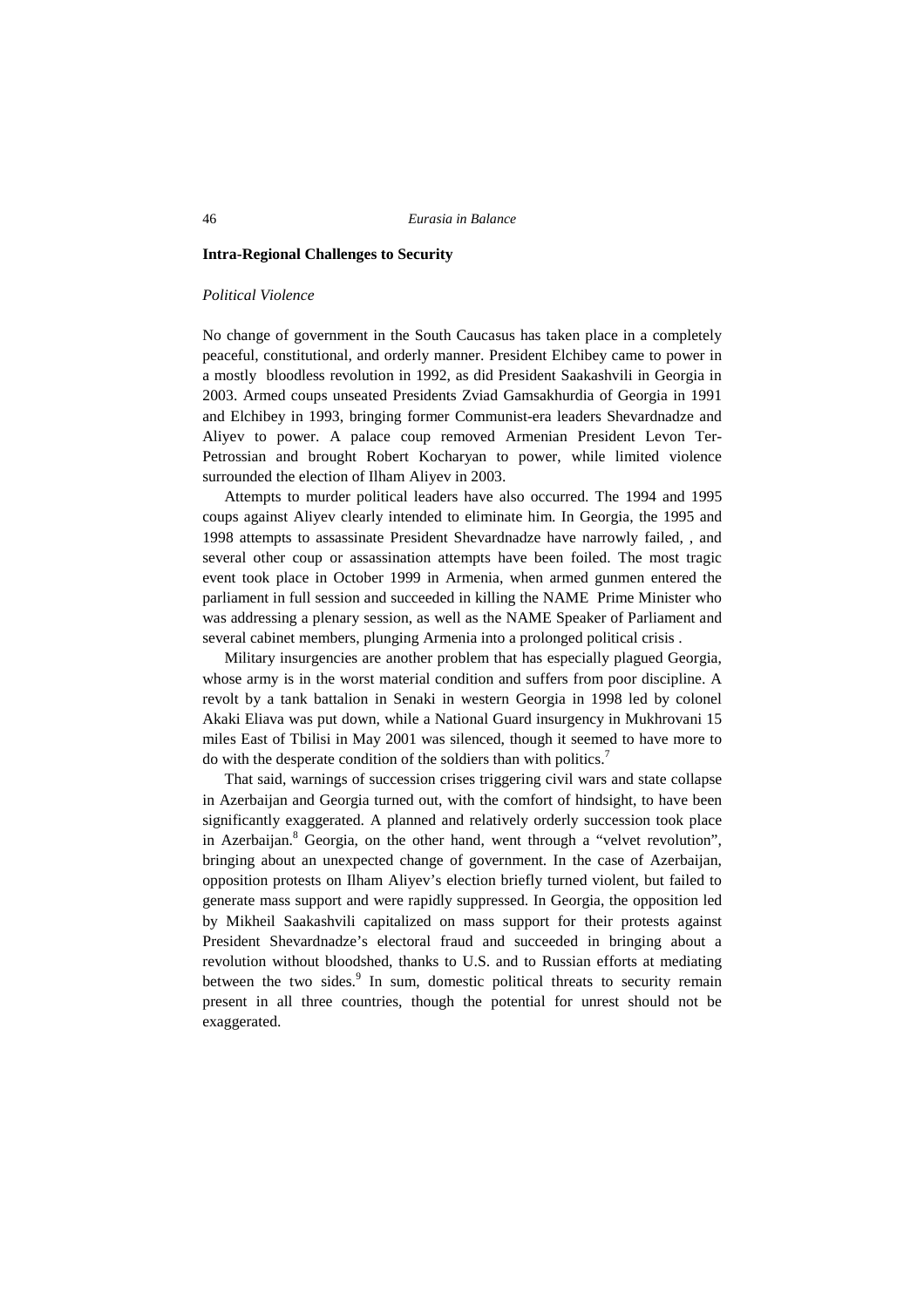## Intra-Regional Challenges to Security

### *Political Violence*

No change of government in the South Caucasus has taken place in a completely peaceful, constitutional, and orderly manner. President Elchibey came to power in a mostly bloodless revolution in 1992, as did President Saakashvili in Georgia in 2003. Armed coups unseated Presidents Zviad Gamsakhurdia of Georgia in 1991 and Elchibey in 1993, bringing former Communist-era leaders Shevardnadze and Aliyev to power. A palace coup removed Armenian President Levon Ter-Petrossian and brought Robert Kocharyan to power, while limited violence surrounded the election of Ilham Aliyev in 2003.

Attempts to murder political leaders have also occurred. The 1994 and 1995 coups against Aliyev clearly intended to eliminate him. In Georgia, the 1995 and 1998 attempts to assassinate President Shevardnadze have narrowly failed, , and several other coup or assassination attempts have been foiled. The most tragic event took place in October 1999 in Armenia, when armed gunmen entered the parliament in full session and succeeded in killing the NAME Prime Minister who was addressing a plenary session, as well as the NAME Speaker of Parliament and several cabinet members, plunging Armenia into a prolonged political crisis .

Military insurgencies are another problem that has especially plagued Georgia, whose army is in the worst material condition and suffers from poor discipline. A revolt by a tank battalion in Senaki in western Georgia in 1998 led by colonel Akaki Eliava was put down, while a National Guard insurgency in Mukhrovani 15 miles East of Tbilisi in May 2001 was silenced, though it seemed to have more to do with the desperate condition of the soldiers than with politics.[7]

That said, warnings of succession crises triggering civil wars and state collapse in Azerbaijan and Georgia turned out, with the comfort of hindsight, to have been significantly exaggerated. A planned and relatively orderly succession took place in Azerbaijan.[8] Georgia, on the other hand, went through a "velvet revolution", bringing about an unexpected change of government. In the case of Azerbaijan, opposition protests on Ilham Aliyev's election briefly turned violent, but failed to generate mass support and were rapidly suppressed. In Georgia, the opposition led by Mikheil Saakashvili capitalized on mass support for their protests against President Shevardnadze's electoral fraud and succeeded in bringing about a revolution without bloodshed, thanks to U.S. and to Russian efforts at mediating between the two sides.[9] In sum, domestic political threats to security remain present in all three countries, though the potential for unrest should not be exaggerated.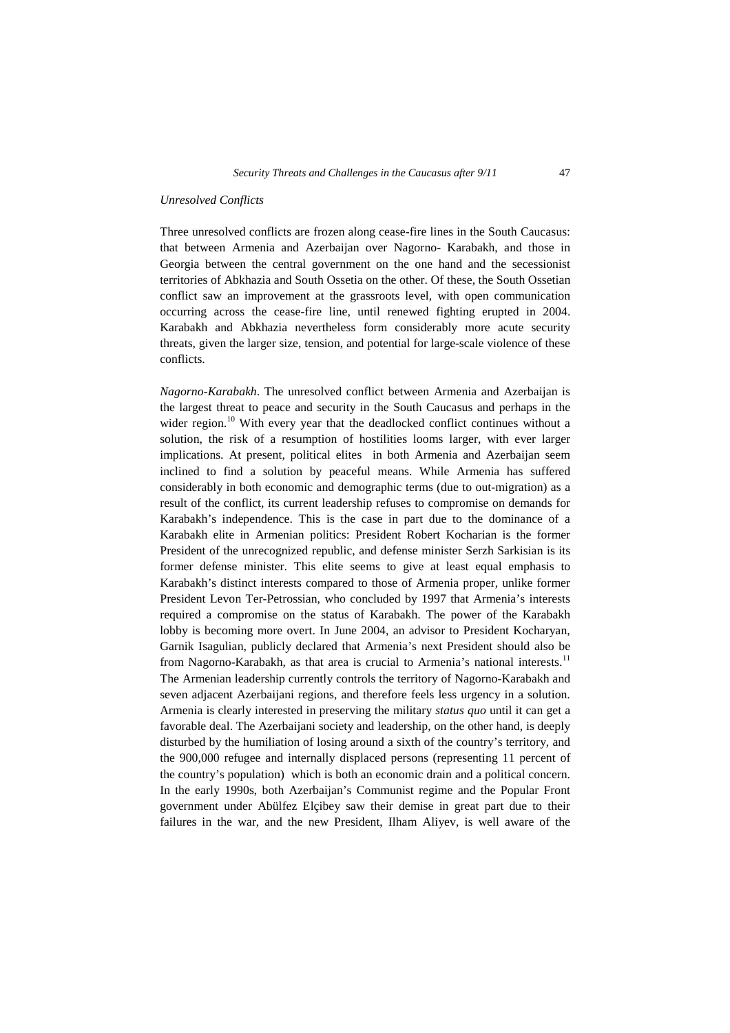*Unresolved Conflicts*

Three unresolved conflicts are frozen along cease-fire lines in the South Caucasus: that between Armenia and Azerbaijan over Nagorno- Karabakh, and those in Georgia between the central government on the one hand and the secessionist territories of Abkhazia and South Ossetia on the other. Of these, the South Ossetian conflict saw an improvement at the grassroots level, with open communication occurring across the cease-fire line, until renewed fighting erupted in 2004. Karabakh and Abkhazia nevertheless form considerably more acute security threats, given the larger size, tension, and potential for large-scale violence of these conflicts.

*Nagorno-Karabakh*. The unresolved conflict between Armenia and Azerbaijan is the largest threat to peace and security in the South Caucasus and perhaps in the wider region.[10] With every year that the deadlocked conflict continues without a solution, the risk of a resumption of hostilities looms larger, with ever larger implications. At present, political elites in both Armenia and Azerbaijan seem inclined to find a solution by peaceful means. While Armenia has suffered considerably in both economic and demographic terms (due to out-migration) as a result of the conflict, its current leadership refuses to compromise on demands for Karabakh's independence. This is the case in part due to the dominance of a Karabakh elite in Armenian politics: President Robert Kocharian is the former President of the unrecognized republic, and defense minister Serzh Sarkisian is its former defense minister. This elite seems to give at least equal emphasis to Karabakh's distinct interests compared to those of Armenia proper, unlike former President Levon Ter-Petrossian, who concluded by 1997 that Armenia's interests required a compromise on the status of Karabakh. The power of the Karabakh lobby is becoming more overt. In June 2004, an advisor to President Kocharyan, Garnik Isagulian, publicly declared that Armenia's next President should also be from Nagorno-Karabakh, as that area is crucial to Armenia's national interests.[11] The Armenian leadership currently controls the territory of Nagorno-Karabakh and seven adjacent Azerbaijani regions, and therefore feels less urgency in a solution. Armenia is clearly interested in preserving the military *status quo* until it can get a favorable deal. The Azerbaijani society and leadership, on the other hand, is deeply disturbed by the humiliation of losing around a sixth of the country's territory, and the 900,000 refugee and internally displaced persons (representing 11 percent of the country's population) which is both an economic drain and a political concern. In the early 1990s, both Azerbaijan's Communist regime and the Popular Front government under Abülfez Elçibey saw their demise in great part due to their failures in the war, and the new President, Ilham Aliyev, is well aware of the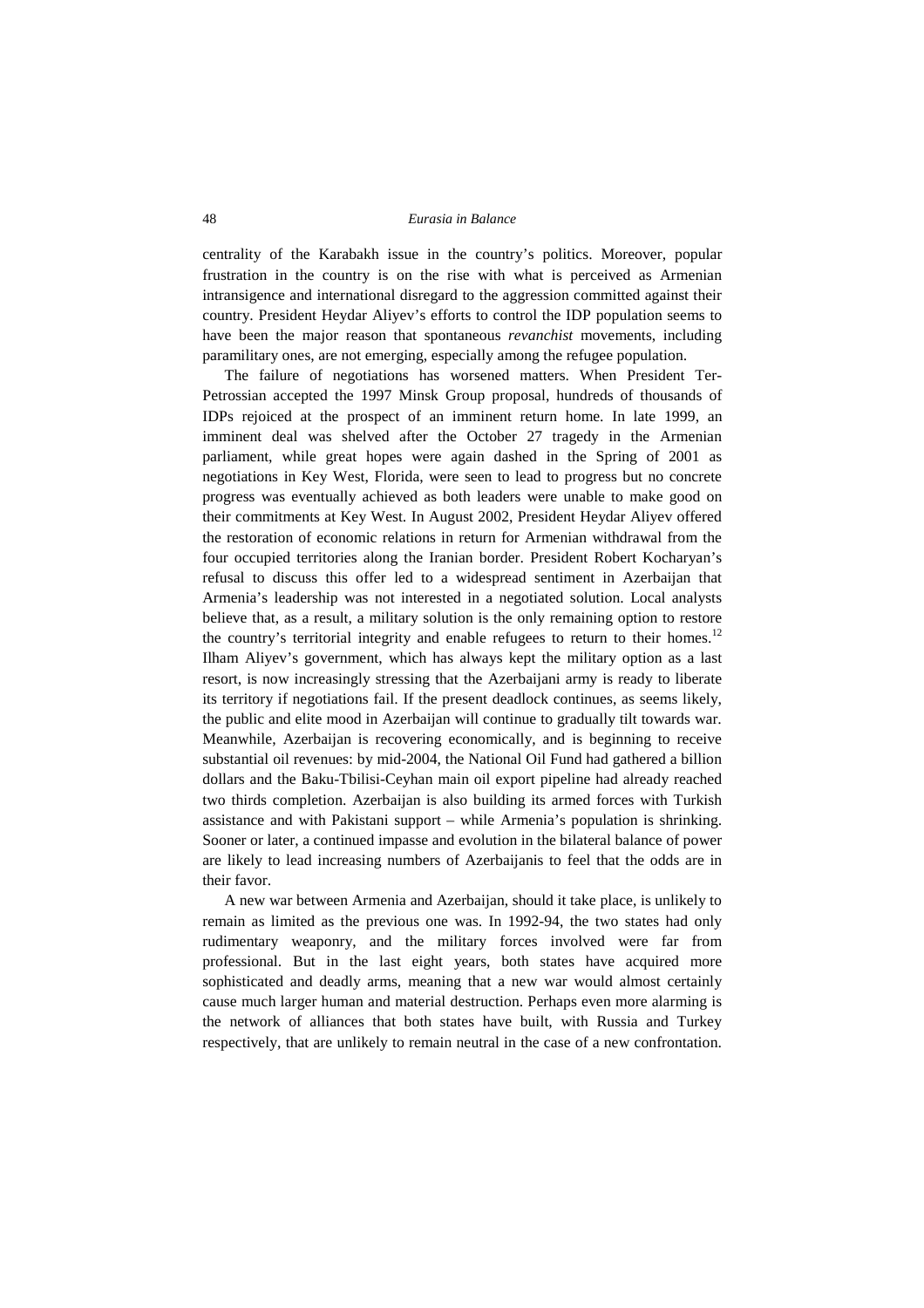centrality of the Karabakh issue in the country's politics. Moreover, popular frustration in the country is on the rise with what is perceived as Armenian intransigence and international disregard to the aggression committed against their country. President Heydar Aliyev's efforts to control the IDP population seems to have been the major reason that spontaneous *revanchist* movements, including paramilitary ones, are not emerging, especially among the refugee population.

The failure of negotiations has worsened matters. When President Ter-Petrossian accepted the 1997 Minsk Group proposal, hundreds of thousands of IDPs rejoiced at the prospect of an imminent return home. In late 1999, an imminent deal was shelved after the October 27 tragedy in the Armenian parliament, while great hopes were again dashed in the Spring of 2001 as negotiations in Key West, Florida, were seen to lead to progress but no concrete progress was eventually achieved as both leaders were unable to make good on their commitments at Key West. In August 2002, President Heydar Aliyev offered the restoration of economic relations in return for Armenian withdrawal from the four occupied territories along the Iranian border. President Robert Kocharyan's refusal to discuss this offer led to a widespread sentiment in Azerbaijan that Armenia's leadership was not interested in a negotiated solution. Local analysts believe that, as a result, a military solution is the only remaining option to restore the country's territorial integrity and enable refugees to return to their homes.[12] Ilham Aliyev's government, which has always kept the military option as a last resort, is now increasingly stressing that the Azerbaijani army is ready to liberate its territory if negotiations fail. If the present deadlock continues, as seems likely, the public and elite mood in Azerbaijan will continue to gradually tilt towards war. Meanwhile, Azerbaijan is recovering economically, and is beginning to receive substantial oil revenues: by mid-2004, the National Oil Fund had gathered a billion dollars and the Baku-Tbilisi-Ceyhan main oil export pipeline had already reached two thirds completion. Azerbaijan is also building its armed forces with Turkish assistance and with Pakistani support – while Armenia's population is shrinking. Sooner or later, a continued impasse and evolution in the bilateral balance of power are likely to lead increasing numbers of Azerbaijanis to feel that the odds are in their favor.

A new war between Armenia and Azerbaijan, should it take place, is unlikely to remain as limited as the previous one was. In 1992-94, the two states had only rudimentary weaponry, and the military forces involved were far from professional. But in the last eight years, both states have acquired more sophisticated and deadly arms, meaning that a new war would almost certainly cause much larger human and material destruction. Perhaps even more alarming is the network of alliances that both states have built, with Russia and Turkey respectively, that are unlikely to remain neutral in the case of a new confrontation.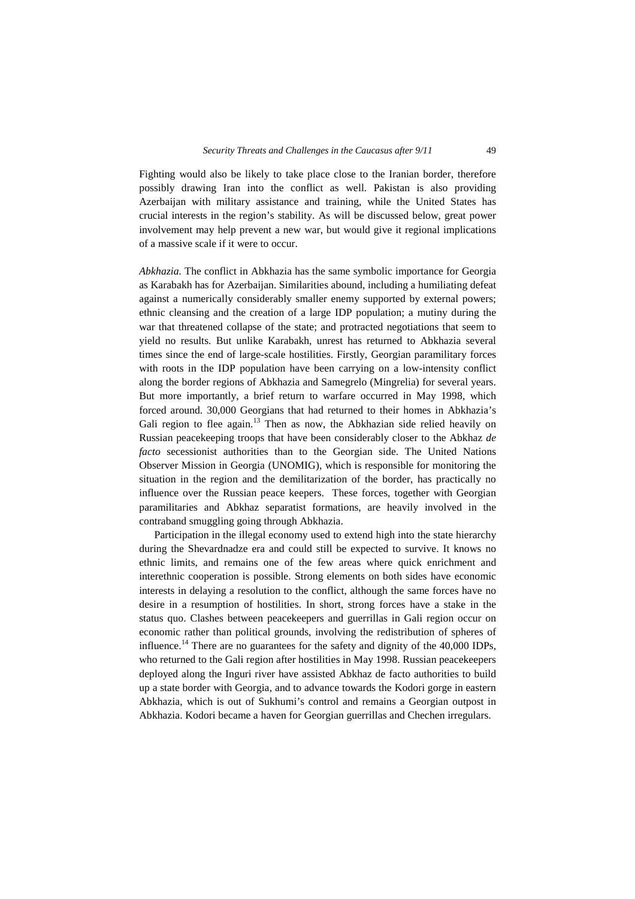Fighting would also be likely to take place close to the Iranian border, therefore possibly drawing Iran into the conflict as well. Pakistan is also providing Azerbaijan with military assistance and training, while the United States has crucial interests in the region's stability. As will be discussed below, great power involvement may help prevent a new war, but would give it regional implications of a massive scale if it were to occur.

*Abkhazia.* The conflict in Abkhazia has the same symbolic importance for Georgia as Karabakh has for Azerbaijan. Similarities abound, including a humiliating defeat against a numerically considerably smaller enemy supported by external powers; ethnic cleansing and the creation of a large IDP population; a mutiny during the war that threatened collapse of the state; and protracted negotiations that seem to yield no results. But unlike Karabakh, unrest has returned to Abkhazia several times since the end of large-scale hostilities. Firstly, Georgian paramilitary forces with roots in the IDP population have been carrying on a low-intensity conflict along the border regions of Abkhazia and Samegrelo (Mingrelia) for several years. But more importantly, a brief return to warfare occurred in May 1998, which forced around. 30,000 Georgians that had returned to their homes in Abkhazia's Gali region to flee again.[13] Then as now, the Abkhazian side relied heavily on Russian peacekeeping troops that have been considerably closer to the Abkhaz *de facto* secessionist authorities than to the Georgian side. The United Nations Observer Mission in Georgia (UNOMIG), which is responsible for monitoring the situation in the region and the demilitarization of the border, has practically no influence over the Russian peace keepers. These forces, together with Georgian paramilitaries and Abkhaz separatist formations, are heavily involved in the contraband smuggling going through Abkhazia.

Participation in the illegal economy used to extend high into the state hierarchy during the Shevardnadze era and could still be expected to survive. It knows no ethnic limits, and remains one of the few areas where quick enrichment and interethnic cooperation is possible. Strong elements on both sides have economic interests in delaying a resolution to the conflict, although the same forces have no desire in a resumption of hostilities. In short, strong forces have a stake in the status quo. Clashes between peacekeepers and guerrillas in Gali region occur on economic rather than political grounds, involving the redistribution of spheres of influence.[14] There are no guarantees for the safety and dignity of the 40,000 IDPs, who returned to the Gali region after hostilities in May 1998. Russian peacekeepers deployed along the Inguri river have assisted Abkhaz de facto authorities to build up a state border with Georgia, and to advance towards the Kodori gorge in eastern Abkhazia, which is out of Sukhumi's control and remains a Georgian outpost in Abkhazia. Kodori became a haven for Georgian guerrillas and Chechen irregulars.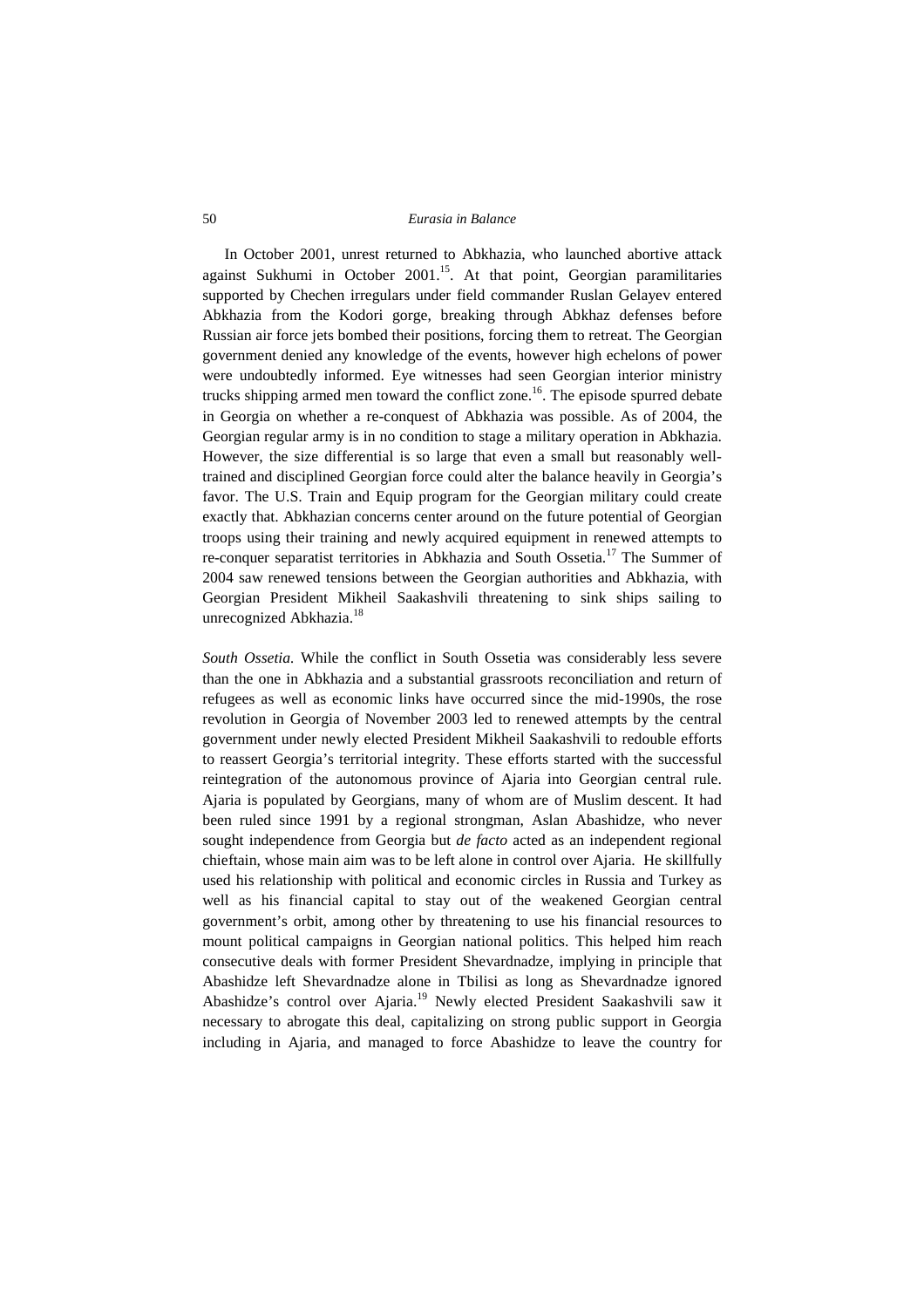In October 2001, unrest returned to Abkhazia, who launched abortive attack against Sukhumi in October 2001.[15]. At that point, Georgian paramilitaries supported by Chechen irregulars under field commander Ruslan Gelayev entered Abkhazia from the Kodori gorge, breaking through Abkhaz defenses before Russian air force jets bombed their positions, forcing them to retreat. The Georgian government denied any knowledge of the events, however high echelons of power were undoubtedly informed. Eye witnesses had seen Georgian interior ministry trucks shipping armed men toward the conflict zone.[16]. The episode spurred debate in Georgia on whether a re-conquest of Abkhazia was possible. As of 2004, the Georgian regular army is in no condition to stage a military operation in Abkhazia. However, the size differential is so large that even a small but reasonably well-trained and disciplined Georgian force could alter the balance heavily in Georgia's favor. The U.S. Train and Equip program for the Georgian military could create exactly that. Abkhazian concerns center around on the future potential of Georgian troops using their training and newly acquired equipment in renewed attempts to re-conquer separatist territories in Abkhazia and South Ossetia.[17] The Summer of 2004 saw renewed tensions between the Georgian authorities and Abkhazia, with Georgian President Mikheil Saakashvili threatening to sink ships sailing to unrecognized Abkhazia.[18]

*South Ossetia.* While the conflict in South Ossetia was considerably less severe than the one in Abkhazia and a substantial grassroots reconciliation and return of refugees as well as economic links have occurred since the mid-1990s, the rose revolution in Georgia of November 2003 led to renewed attempts by the central government under newly elected President Mikheil Saakashvili to redouble efforts to reassert Georgia's territorial integrity. These efforts started with the successful reintegration of the autonomous province of Ajaria into Georgian central rule. Ajaria is populated by Georgians, many of whom are of Muslim descent. It had been ruled since 1991 by a regional strongman, Aslan Abashidze, who never sought independence from Georgia but *de facto* acted as an independent regional chieftain, whose main aim was to be left alone in control over Ajaria. He skillfully used his relationship with political and economic circles in Russia and Turkey as well as his financial capital to stay out of the weakened Georgian central government's orbit, among other by threatening to use his financial resources to mount political campaigns in Georgian national politics. This helped him reach consecutive deals with former President Shevardnadze, implying in principle that Abashidze left Shevardnadze alone in Tbilisi as long as Shevardnadze ignored Abashidze's control over Ajaria.[19] Newly elected President Saakashvili saw it necessary to abrogate this deal, capitalizing on strong public support in Georgia including in Ajaria, and managed to force Abashidze to leave the country for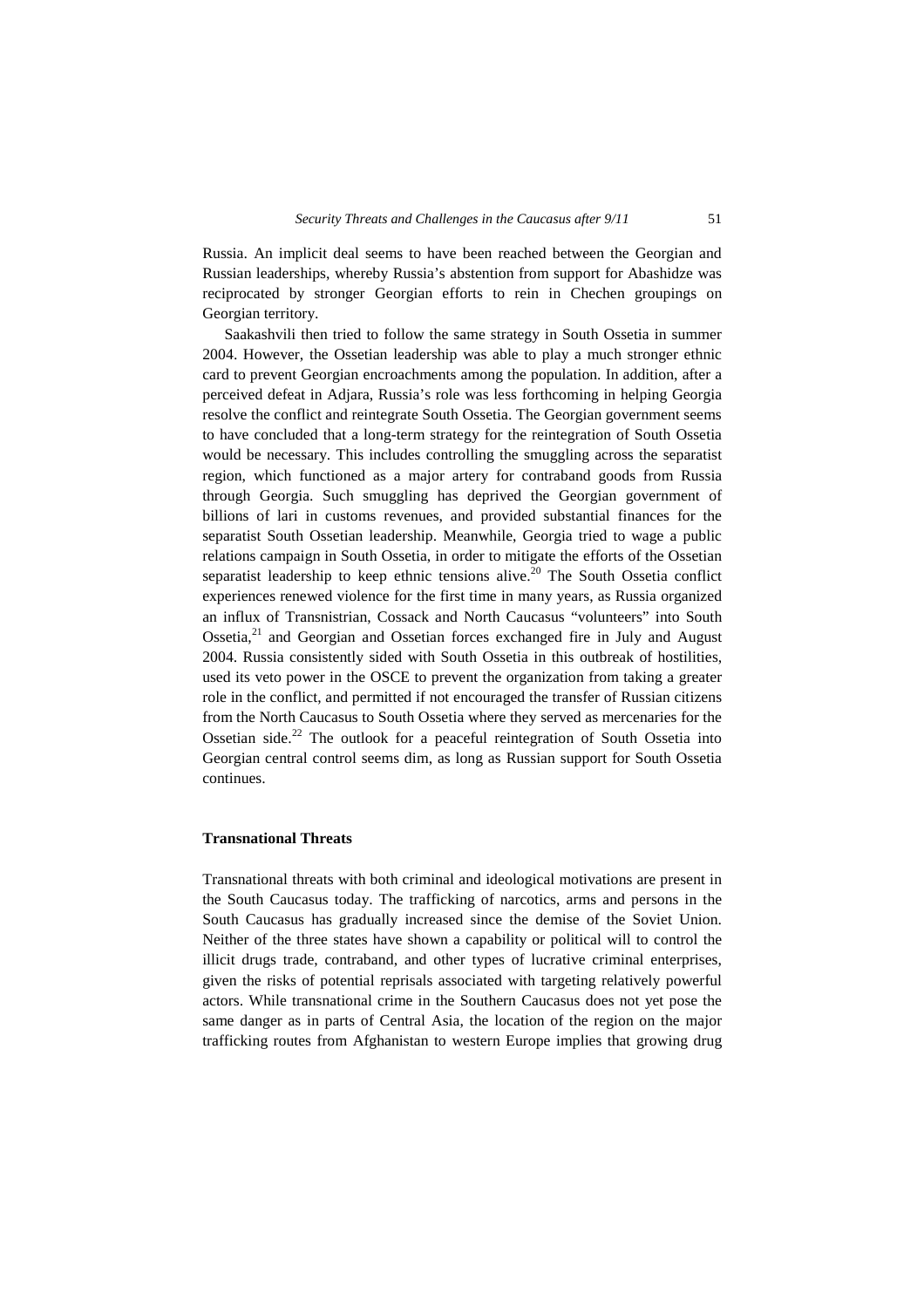Russia. An implicit deal seems to have been reached between the Georgian and Russian leaderships, whereby Russia's abstention from support for Abashidze was reciprocated by stronger Georgian efforts to rein in Chechen groupings on Georgian territory.

Saakashvili then tried to follow the same strategy in South Ossetia in summer 2004. However, the Ossetian leadership was able to play a much stronger ethnic card to prevent Georgian encroachments among the population. In addition, after a perceived defeat in Adjara, Russia's role was less forthcoming in helping Georgia resolve the conflict and reintegrate South Ossetia. The Georgian government seems to have concluded that a long-term strategy for the reintegration of South Ossetia would be necessary. This includes controlling the smuggling across the separatist region, which functioned as a major artery for contraband goods from Russia through Georgia. Such smuggling has deprived the Georgian government of billions of lari in customs revenues, and provided substantial finances for the separatist South Ossetian leadership. Meanwhile, Georgia tried to wage a public relations campaign in South Ossetia, in order to mitigate the efforts of the Ossetian separatist leadership to keep ethnic tensions alive.[20] The South Ossetia conflict experiences renewed violence for the first time in many years, as Russia organized an influx of Transnistrian, Cossack and North Caucasus "volunteers" into South Ossetia,[21] and Georgian and Ossetian forces exchanged fire in July and August 2004. Russia consistently sided with South Ossetia in this outbreak of hostilities, used its veto power in the OSCE to prevent the organization from taking a greater role in the conflict, and permitted if not encouraged the transfer of Russian citizens from the North Caucasus to South Ossetia where they served as mercenaries for the Ossetian side.[22] The outlook for a peaceful reintegration of South Ossetia into Georgian central control seems dim, as long as Russian support for South Ossetia continues.

### Transnational Threats

Transnational threats with both criminal and ideological motivations are present in the South Caucasus today. The trafficking of narcotics, arms and persons in the South Caucasus has gradually increased since the demise of the Soviet Union. Neither of the three states have shown a capability or political will to control the illicit drugs trade, contraband, and other types of lucrative criminal enterprises, given the risks of potential reprisals associated with targeting relatively powerful actors. While transnational crime in the Southern Caucasus does not yet pose the same danger as in parts of Central Asia, the location of the region on the major trafficking routes from Afghanistan to western Europe implies that growing drug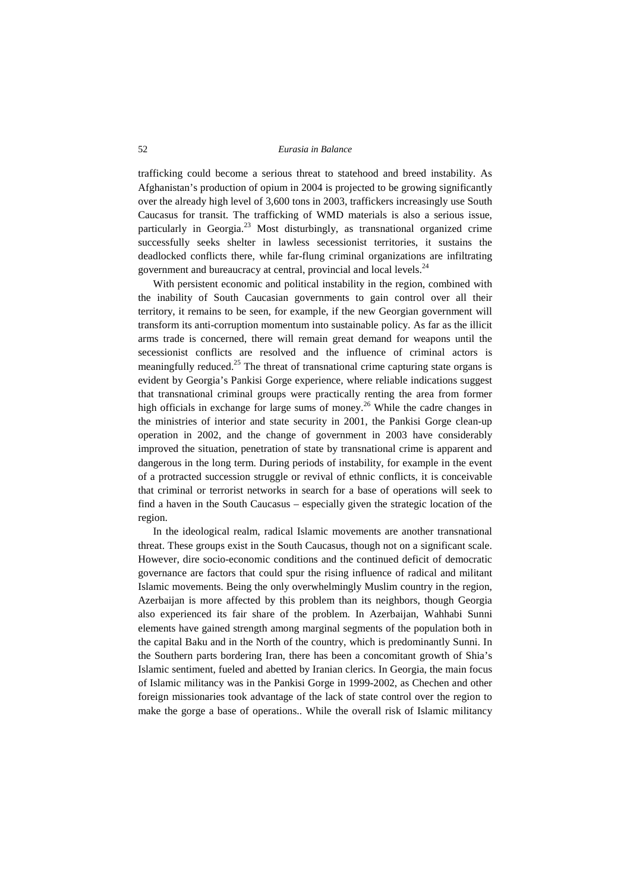trafficking could become a serious threat to statehood and breed instability. As Afghanistan's production of opium in 2004 is projected to be growing significantly over the already high level of 3,600 tons in 2003, traffickers increasingly use South Caucasus for transit. The trafficking of WMD materials is also a serious issue, particularly in Georgia.[23] Most disturbingly, as transnational organized crime successfully seeks shelter in lawless secessionist territories, it sustains the deadlocked conflicts there, while far-flung criminal organizations are infiltrating government and bureaucracy at central, provincial and local levels.[24]

With persistent economic and political instability in the region, combined with the inability of South Caucasian governments to gain control over all their territory, it remains to be seen, for example, if the new Georgian government will transform its anti-corruption momentum into sustainable policy. As far as the illicit arms trade is concerned, there will remain great demand for weapons until the secessionist conflicts are resolved and the influence of criminal actors is meaningfully reduced.[25] The threat of transnational crime capturing state organs is evident by Georgia's Pankisi Gorge experience, where reliable indications suggest that transnational criminal groups were practically renting the area from former high officials in exchange for large sums of money.[26] While the cadre changes in the ministries of interior and state security in 2001, the Pankisi Gorge clean-up operation in 2002, and the change of government in 2003 have considerably improved the situation, penetration of state by transnational crime is apparent and dangerous in the long term. During periods of instability, for example in the event of a protracted succession struggle or revival of ethnic conflicts, it is conceivable that criminal or terrorist networks in search for a base of operations will seek to find a haven in the South Caucasus – especially given the strategic location of the region.

In the ideological realm, radical Islamic movements are another transnational threat. These groups exist in the South Caucasus, though not on a significant scale. However, dire socio-economic conditions and the continued deficit of democratic governance are factors that could spur the rising influence of radical and militant Islamic movements. Being the only overwhelmingly Muslim country in the region, Azerbaijan is more affected by this problem than its neighbors, though Georgia also experienced its fair share of the problem. In Azerbaijan, Wahhabi Sunni elements have gained strength among marginal segments of the population both in the capital Baku and in the North of the country, which is predominantly Sunni. In the Southern parts bordering Iran, there has been a concomitant growth of Shia's Islamic sentiment, fueled and abetted by Iranian clerics. In Georgia, the main focus of Islamic militancy was in the Pankisi Gorge in 1999-2002, as Chechen and other foreign missionaries took advantage of the lack of state control over the region to make the gorge a base of operations.. While the overall risk of Islamic militancy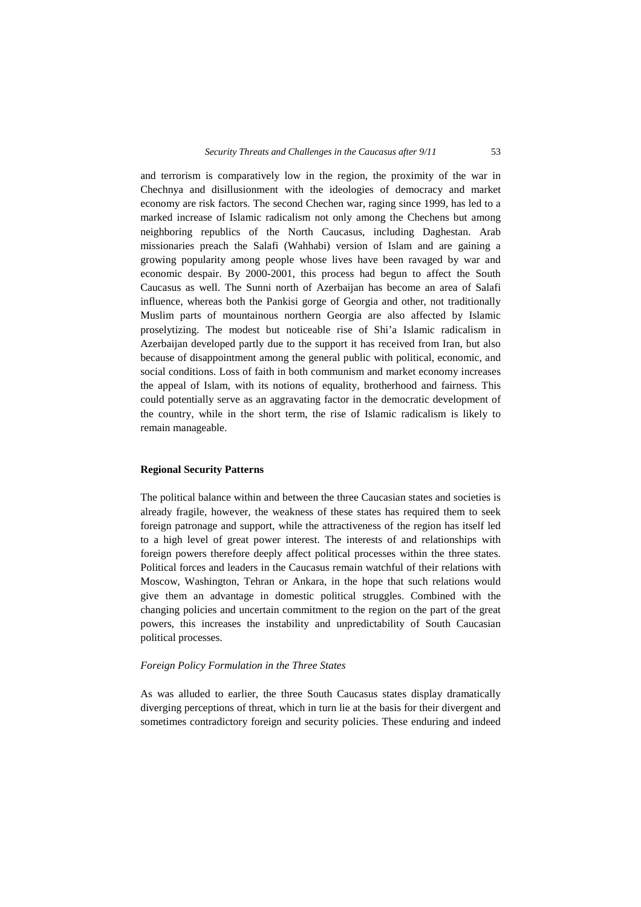and terrorism is comparatively low in the region, the proximity of the war in Chechnya and disillusionment with the ideologies of democracy and market economy are risk factors. The second Chechen war, raging since 1999, has led to a marked increase of Islamic radicalism not only among the Chechens but among neighboring republics of the North Caucasus, including Daghestan. Arab missionaries preach the Salafi (Wahhabi) version of Islam and are gaining a growing popularity among people whose lives have been ravaged by war and economic despair. By 2000-2001, this process had begun to affect the South Caucasus as well. The Sunni north of Azerbaijan has become an area of Salafi influence, whereas both the Pankisi gorge of Georgia and other, not traditionally Muslim parts of mountainous northern Georgia are also affected by Islamic proselytizing. The modest but noticeable rise of Shi'a Islamic radicalism in Azerbaijan developed partly due to the support it has received from Iran, but also because of disappointment among the general public with political, economic, and social conditions. Loss of faith in both communism and market economy increases the appeal of Islam, with its notions of equality, brotherhood and fairness. This could potentially serve as an aggravating factor in the democratic development of the country, while in the short term, the rise of Islamic radicalism is likely to remain manageable.

## Regional Security Patterns

The political balance within and between the three Caucasian states and societies is already fragile, however, the weakness of these states has required them to seek foreign patronage and support, while the attractiveness of the region has itself led to a high level of great power interest. The interests of and relationships with foreign powers therefore deeply affect political processes within the three states. Political forces and leaders in the Caucasus remain watchful of their relations with Moscow, Washington, Tehran or Ankara, in the hope that such relations would give them an advantage in domestic political struggles. Combined with the changing policies and uncertain commitment to the region on the part of the great powers, this increases the instability and unpredictability of South Caucasian political processes.

### *Foreign Policy Formulation in the Three States*

As was alluded to earlier, the three South Caucasus states display dramatically diverging perceptions of threat, which in turn lie at the basis for their divergent and sometimes contradictory foreign and security policies. These enduring and indeed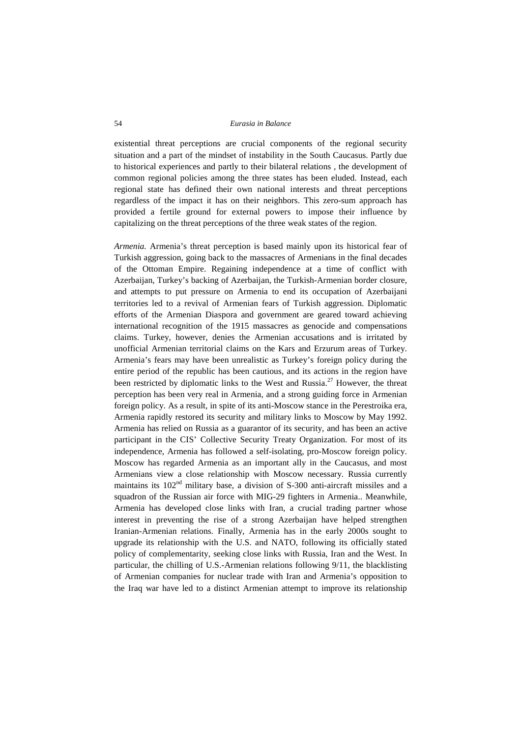existential threat perceptions are crucial components of the regional security situation and a part of the mindset of instability in the South Caucasus. Partly due to historical experiences and partly to their bilateral relations , the development of common regional policies among the three states has been eluded. Instead, each regional state has defined their own national interests and threat perceptions regardless of the impact it has on their neighbors. This zero-sum approach has provided a fertile ground for external powers to impose their influence by capitalizing on the threat perceptions of the three weak states of the region.

*Armenia.* Armenia's threat perception is based mainly upon its historical fear of Turkish aggression, going back to the massacres of Armenians in the final decades of the Ottoman Empire. Regaining independence at a time of conflict with Azerbaijan, Turkey's backing of Azerbaijan, the Turkish-Armenian border closure, and attempts to put pressure on Armenia to end its occupation of Azerbaijani territories led to a revival of Armenian fears of Turkish aggression. Diplomatic efforts of the Armenian Diaspora and government are geared toward achieving international recognition of the 1915 massacres as genocide and compensations claims. Turkey, however, denies the Armenian accusations and is irritated by unofficial Armenian territorial claims on the Kars and Erzurum areas of Turkey. Armenia's fears may have been unrealistic as Turkey's foreign policy during the entire period of the republic has been cautious, and its actions in the region have been restricted by diplomatic links to the West and Russia.[27] However, the threat perception has been very real in Armenia, and a strong guiding force in Armenian foreign policy. As a result, in spite of its anti-Moscow stance in the Perestroika era, Armenia rapidly restored its security and military links to Moscow by May 1992. Armenia has relied on Russia as a guarantor of its security, and has been an active participant in the CIS' Collective Security Treaty Organization. For most of its independence, Armenia has followed a self-isolating, pro-Moscow foreign policy. Moscow has regarded Armenia as an important ally in the Caucasus, and most Armenians view a close relationship with Moscow necessary. Russia currently maintains its 102nd military base, a division of S-300 anti-aircraft missiles and a squadron of the Russian air force with MIG-29 fighters in Armenia.. Meanwhile, Armenia has developed close links with Iran, a crucial trading partner whose interest in preventing the rise of a strong Azerbaijan have helped strengthen Iranian-Armenian relations. Finally, Armenia has in the early 2000s sought to upgrade its relationship with the U.S. and NATO, following its officially stated policy of complementarity, seeking close links with Russia, Iran and the West. In particular, the chilling of U.S.-Armenian relations following 9/11, the blacklisting of Armenian companies for nuclear trade with Iran and Armenia's opposition to the Iraq war have led to a distinct Armenian attempt to improve its relationship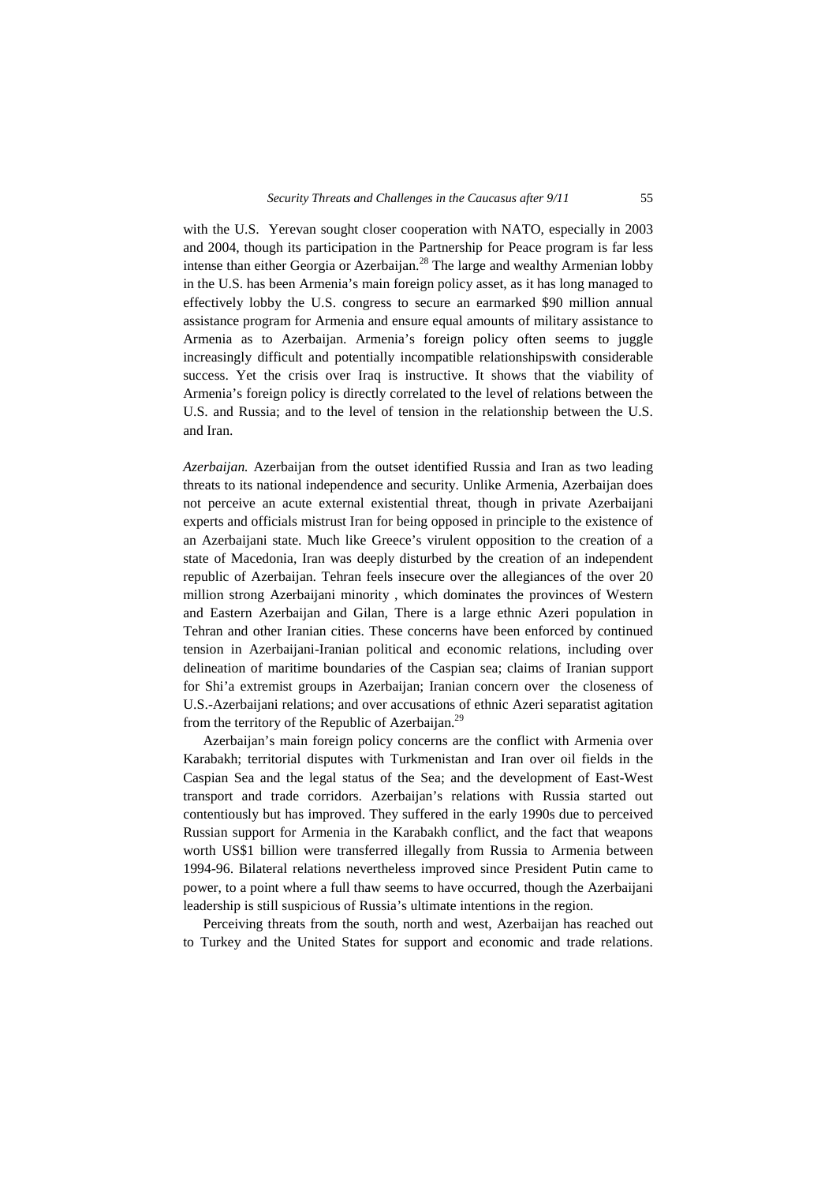with the U.S. Yerevan sought closer cooperation with NATO, especially in 2003 and 2004, though its participation in the Partnership for Peace program is far less intense than either Georgia or Azerbaijan.[28] The large and wealthy Armenian lobby in the U.S. has been Armenia's main foreign policy asset, as it has long managed to effectively lobby the U.S. congress to secure an earmarked $90 million annual assistance program for Armenia and ensure equal amounts of military assistance to Armenia as to Azerbaijan. Armenia's foreign policy often seems to juggle increasingly difficult and potentially incompatible relationshipswith considerable success. Yet the crisis over Iraq is instructive. It shows that the viability of Armenia's foreign policy is directly correlated to the level of relations between the U.S. and Russia; and to the level of tension in the relationship between the U.S. and Iran.

*Azerbaijan.* Azerbaijan from the outset identified Russia and Iran as two leading threats to its national independence and security. Unlike Armenia, Azerbaijan does not perceive an acute external existential threat, though in private Azerbaijani experts and officials mistrust Iran for being opposed in principle to the existence of an Azerbaijani state. Much like Greece's virulent opposition to the creation of a state of Macedonia, Iran was deeply disturbed by the creation of an independent republic of Azerbaijan. Tehran feels insecure over the allegiances of the over 20 million strong Azerbaijani minority , which dominates the provinces of Western and Eastern Azerbaijan and Gilan, There is a large ethnic Azeri population in Tehran and other Iranian cities. These concerns have been enforced by continued tension in Azerbaijani-Iranian political and economic relations, including over delineation of maritime boundaries of the Caspian sea; claims of Iranian support for Shi'a extremist groups in Azerbaijan; Iranian concern over the closeness of U.S.-Azerbaijani relations; and over accusations of ethnic Azeri separatist agitation from the territory of the Republic of Azerbaijan.[29]

Azerbaijan's main foreign policy concerns are the conflict with Armenia over Karabakh; territorial disputes with Turkmenistan and Iran over oil fields in the Caspian Sea and the legal status of the Sea; and the development of East-West transport and trade corridors. Azerbaijan's relations with Russia started out contentiously but has improved. They suffered in the early 1990s due to perceived Russian support for Armenia in the Karabakh conflict, and the fact that weapons worth US$1 billion were transferred illegally from Russia to Armenia between 1994-96. Bilateral relations nevertheless improved since President Putin came to power, to a point where a full thaw seems to have occurred, though the Azerbaijani leadership is still suspicious of Russia's ultimate intentions in the region.

Perceiving threats from the south, north and west, Azerbaijan has reached out to Turkey and the United States for support and economic and trade relations.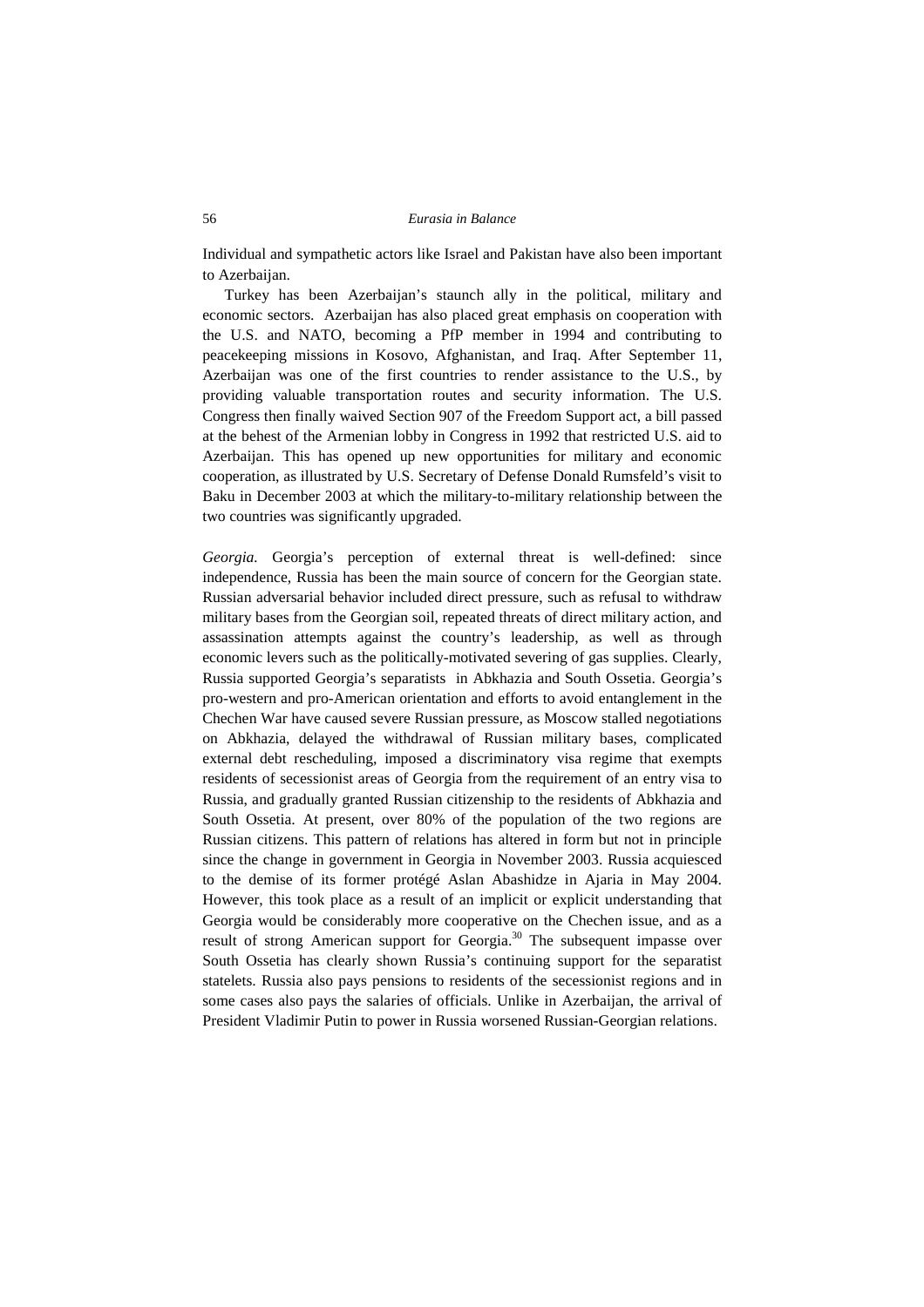Individual and sympathetic actors like Israel and Pakistan have also been important to Azerbaijan.

Turkey has been Azerbaijan's staunch ally in the political, military and economic sectors. Azerbaijan has also placed great emphasis on cooperation with the U.S. and NATO, becoming a PfP member in 1994 and contributing to peacekeeping missions in Kosovo, Afghanistan, and Iraq. After September 11, Azerbaijan was one of the first countries to render assistance to the U.S., by providing valuable transportation routes and security information. The U.S. Congress then finally waived Section 907 of the Freedom Support act, a bill passed at the behest of the Armenian lobby in Congress in 1992 that restricted U.S. aid to Azerbaijan. This has opened up new opportunities for military and economic cooperation, as illustrated by U.S. Secretary of Defense Donald Rumsfeld's visit to Baku in December 2003 at which the military-to-military relationship between the two countries was significantly upgraded.

*Georgia.* Georgia's perception of external threat is well-defined: since independence, Russia has been the main source of concern for the Georgian state. Russian adversarial behavior included direct pressure, such as refusal to withdraw military bases from the Georgian soil, repeated threats of direct military action, and assassination attempts against the country's leadership, as well as through economic levers such as the politically-motivated severing of gas supplies. Clearly, Russia supported Georgia's separatists in Abkhazia and South Ossetia. Georgia's pro-western and pro-American orientation and efforts to avoid entanglement in the Chechen War have caused severe Russian pressure, as Moscow stalled negotiations on Abkhazia, delayed the withdrawal of Russian military bases, complicated external debt rescheduling, imposed a discriminatory visa regime that exempts residents of secessionist areas of Georgia from the requirement of an entry visa to Russia, and gradually granted Russian citizenship to the residents of Abkhazia and South Ossetia. At present, over 80% of the population of the two regions are Russian citizens. This pattern of relations has altered in form but not in principle since the change in government in Georgia in November 2003. Russia acquiesced to the demise of its former protégé Aslan Abashidze in Ajaria in May 2004. However, this took place as a result of an implicit or explicit understanding that Georgia would be considerably more cooperative on the Chechen issue, and as a result of strong American support for Georgia.[30] The subsequent impasse over South Ossetia has clearly shown Russia's continuing support for the separatist statelets. Russia also pays pensions to residents of the secessionist regions and in some cases also pays the salaries of officials. Unlike in Azerbaijan, the arrival of President Vladimir Putin to power in Russia worsened Russian-Georgian relations.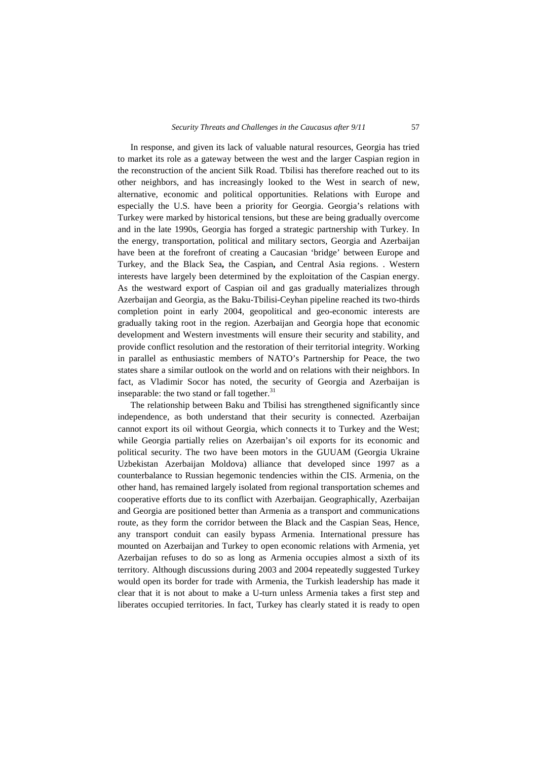In response, and given its lack of valuable natural resources, Georgia has tried to market its role as a gateway between the west and the larger Caspian region in the reconstruction of the ancient Silk Road. Tbilisi has therefore reached out to its other neighbors, and has increasingly looked to the West in search of new, alternative, economic and political opportunities. Relations with Europe and especially the U.S. have been a priority for Georgia. Georgia's relations with Turkey were marked by historical tensions, but these are being gradually overcome and in the late 1990s, Georgia has forged a strategic partnership with Turkey. In the energy, transportation, political and military sectors, Georgia and Azerbaijan have been at the forefront of creating a Caucasian 'bridge' between Europe and Turkey, and the Black Sea**,** the Caspian**,** and Central Asia regions. . Western interests have largely been determined by the exploitation of the Caspian energy. As the westward export of Caspian oil and gas gradually materializes through Azerbaijan and Georgia, as the Baku-Tbilisi-Ceyhan pipeline reached its two-thirds completion point in early 2004, geopolitical and geo-economic interests are gradually taking root in the region. Azerbaijan and Georgia hope that economic development and Western investments will ensure their security and stability, and provide conflict resolution and the restoration of their territorial integrity. Working in parallel as enthusiastic members of NATO's Partnership for Peace, the two states share a similar outlook on the world and on relations with their neighbors. In fact, as Vladimir Socor has noted, the security of Georgia and Azerbaijan is inseparable: the two stand or fall together.[31]

The relationship between Baku and Tbilisi has strengthened significantly since independence, as both understand that their security is connected. Azerbaijan cannot export its oil without Georgia, which connects it to Turkey and the West; while Georgia partially relies on Azerbaijan's oil exports for its economic and political security. The two have been motors in the GUUAM (Georgia Ukraine Uzbekistan Azerbaijan Moldova) alliance that developed since 1997 as a counterbalance to Russian hegemonic tendencies within the CIS. Armenia, on the other hand, has remained largely isolated from regional transportation schemes and cooperative efforts due to its conflict with Azerbaijan. Geographically, Azerbaijan and Georgia are positioned better than Armenia as a transport and communications route, as they form the corridor between the Black and the Caspian Seas, Hence, any transport conduit can easily bypass Armenia. International pressure has mounted on Azerbaijan and Turkey to open economic relations with Armenia, yet Azerbaijan refuses to do so as long as Armenia occupies almost a sixth of its territory. Although discussions during 2003 and 2004 repeatedly suggested Turkey would open its border for trade with Armenia, the Turkish leadership has made it clear that it is not about to make a U-turn unless Armenia takes a first step and liberates occupied territories. In fact, Turkey has clearly stated it is ready to open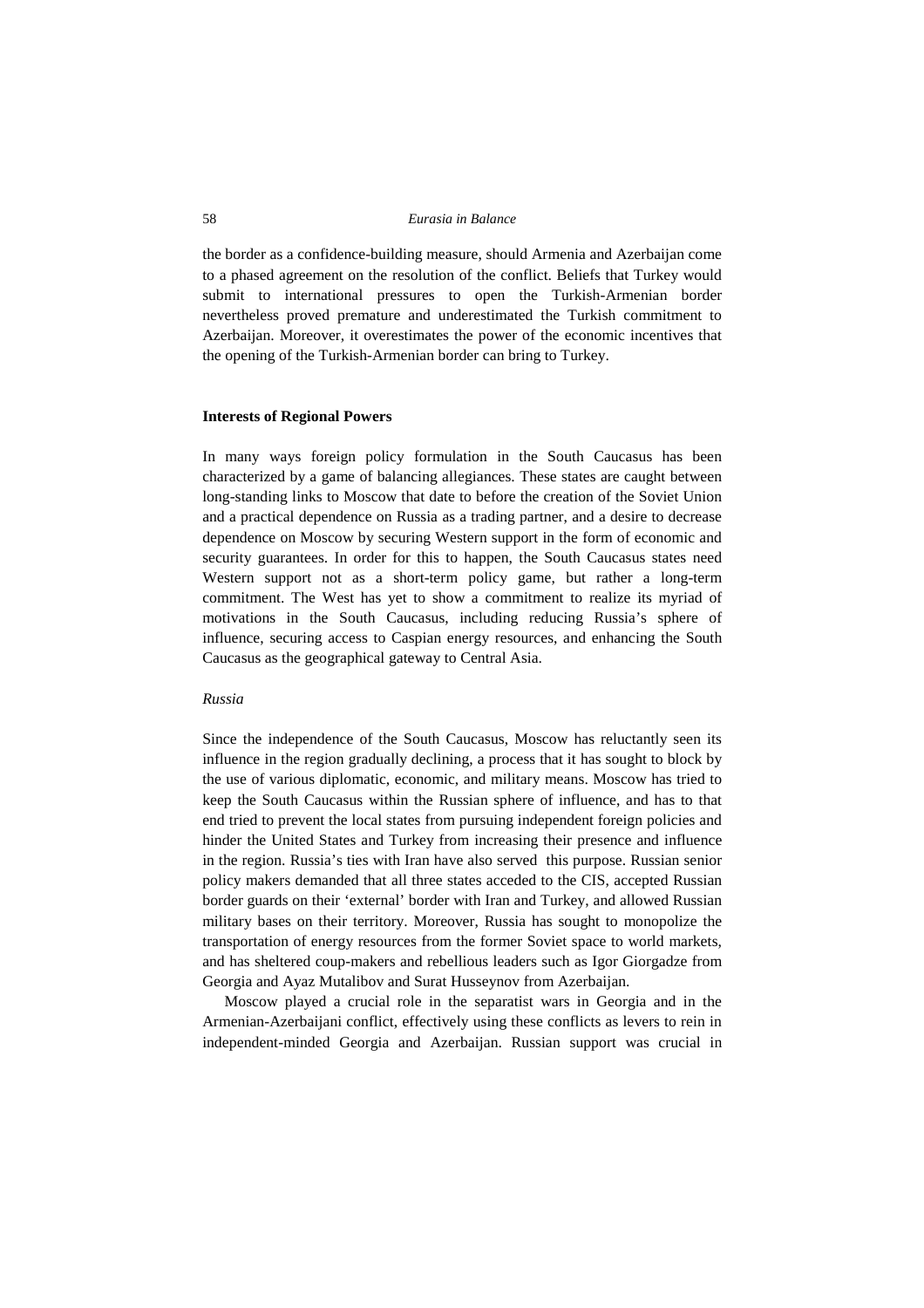the border as a confidence-building measure, should Armenia and Azerbaijan come to a phased agreement on the resolution of the conflict. Beliefs that Turkey would submit to international pressures to open the Turkish-Armenian border nevertheless proved premature and underestimated the Turkish commitment to Azerbaijan. Moreover, it overestimates the power of the economic incentives that the opening of the Turkish-Armenian border can bring to Turkey.

## Interests of Regional Powers

In many ways foreign policy formulation in the South Caucasus has been characterized by a game of balancing allegiances. These states are caught between long-standing links to Moscow that date to before the creation of the Soviet Union and a practical dependence on Russia as a trading partner, and a desire to decrease dependence on Moscow by securing Western support in the form of economic and security guarantees. In order for this to happen, the South Caucasus states need Western support not as a short-term policy game, but rather a long-term commitment. The West has yet to show a commitment to realize its myriad of motivations in the South Caucasus, including reducing Russia's sphere of influence, securing access to Caspian energy resources, and enhancing the South Caucasus as the geographical gateway to Central Asia.

### *Russia*

Since the independence of the South Caucasus, Moscow has reluctantly seen its influence in the region gradually declining, a process that it has sought to block by the use of various diplomatic, economic, and military means. Moscow has tried to keep the South Caucasus within the Russian sphere of influence, and has to that end tried to prevent the local states from pursuing independent foreign policies and hinder the United States and Turkey from increasing their presence and influence in the region. Russia's ties with Iran have also served this purpose. Russian senior policy makers demanded that all three states acceded to the CIS, accepted Russian border guards on their 'external' border with Iran and Turkey, and allowed Russian military bases on their territory. Moreover, Russia has sought to monopolize the transportation of energy resources from the former Soviet space to world markets, and has sheltered coup-makers and rebellious leaders such as Igor Giorgadze from Georgia and Ayaz Mutalibov and Surat Husseynov from Azerbaijan.

Moscow played a crucial role in the separatist wars in Georgia and in the Armenian-Azerbaijani conflict, effectively using these conflicts as levers to rein in independent-minded Georgia and Azerbaijan. Russian support was crucial in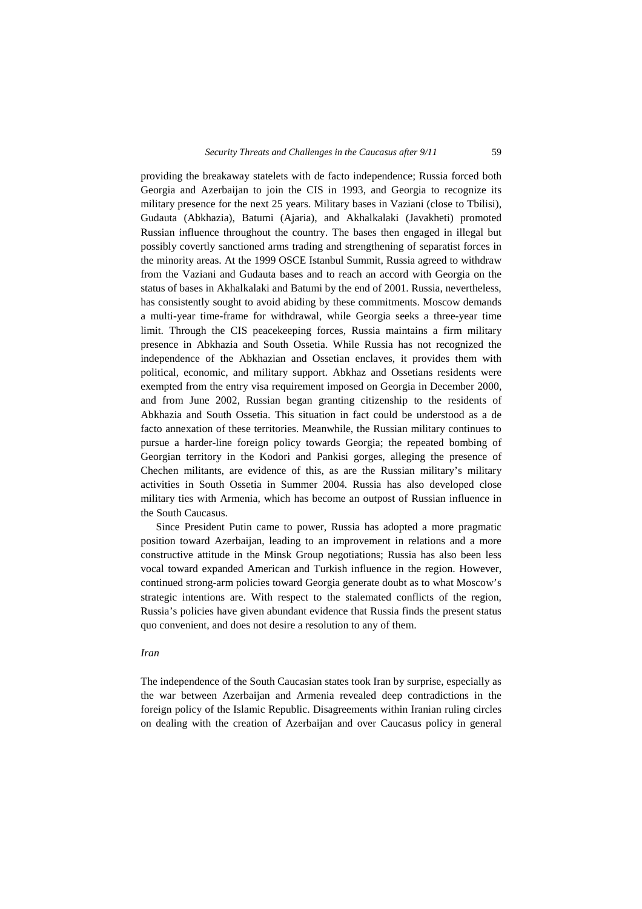providing the breakaway statelets with de facto independence; Russia forced both Georgia and Azerbaijan to join the CIS in 1993, and Georgia to recognize its military presence for the next 25 years. Military bases in Vaziani (close to Tbilisi), Gudauta (Abkhazia), Batumi (Ajaria), and Akhalkalaki (Javakheti) promoted Russian influence throughout the country. The bases then engaged in illegal but possibly covertly sanctioned arms trading and strengthening of separatist forces in the minority areas. At the 1999 OSCE Istanbul Summit, Russia agreed to withdraw from the Vaziani and Gudauta bases and to reach an accord with Georgia on the status of bases in Akhalkalaki and Batumi by the end of 2001. Russia, nevertheless, has consistently sought to avoid abiding by these commitments. Moscow demands a multi-year time-frame for withdrawal, while Georgia seeks a three-year time limit. Through the CIS peacekeeping forces, Russia maintains a firm military presence in Abkhazia and South Ossetia. While Russia has not recognized the independence of the Abkhazian and Ossetian enclaves, it provides them with political, economic, and military support. Abkhaz and Ossetians residents were exempted from the entry visa requirement imposed on Georgia in December 2000, and from June 2002, Russian began granting citizenship to the residents of Abkhazia and South Ossetia. This situation in fact could be understood as a de facto annexation of these territories. Meanwhile, the Russian military continues to pursue a harder-line foreign policy towards Georgia; the repeated bombing of Georgian territory in the Kodori and Pankisi gorges, alleging the presence of Chechen militants, are evidence of this, as are the Russian military's military activities in South Ossetia in Summer 2004. Russia has also developed close military ties with Armenia, which has become an outpost of Russian influence in the South Caucasus.

Since President Putin came to power, Russia has adopted a more pragmatic position toward Azerbaijan, leading to an improvement in relations and a more constructive attitude in the Minsk Group negotiations; Russia has also been less vocal toward expanded American and Turkish influence in the region. However, continued strong-arm policies toward Georgia generate doubt as to what Moscow's strategic intentions are. With respect to the stalemated conflicts of the region, Russia's policies have given abundant evidence that Russia finds the present status quo convenient, and does not desire a resolution to any of them.

### *Iran*

The independence of the South Caucasian states took Iran by surprise, especially as the war between Azerbaijan and Armenia revealed deep contradictions in the foreign policy of the Islamic Republic. Disagreements within Iranian ruling circles on dealing with the creation of Azerbaijan and over Caucasus policy in general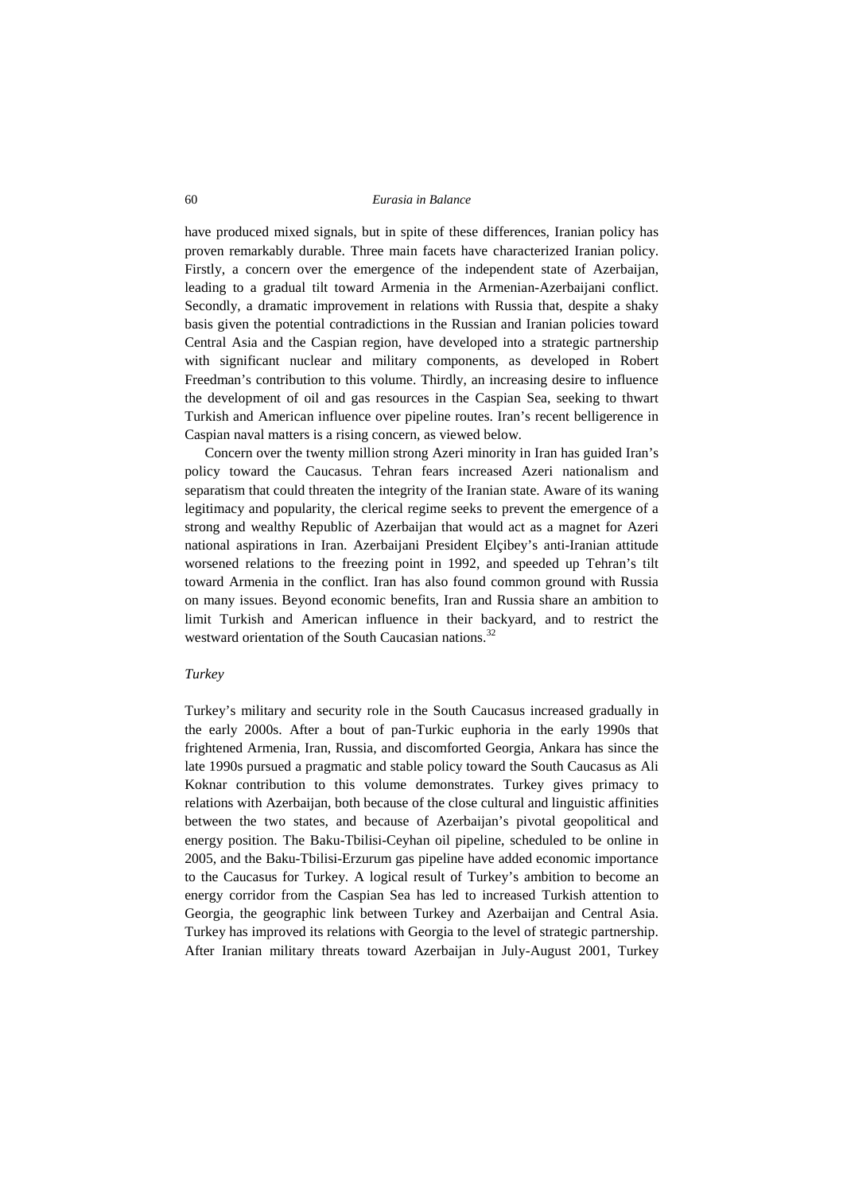have produced mixed signals, but in spite of these differences, Iranian policy has proven remarkably durable. Three main facets have characterized Iranian policy. Firstly, a concern over the emergence of the independent state of Azerbaijan, leading to a gradual tilt toward Armenia in the Armenian-Azerbaijani conflict. Secondly, a dramatic improvement in relations with Russia that, despite a shaky basis given the potential contradictions in the Russian and Iranian policies toward Central Asia and the Caspian region, have developed into a strategic partnership with significant nuclear and military components, as developed in Robert Freedman's contribution to this volume. Thirdly, an increasing desire to influence the development of oil and gas resources in the Caspian Sea, seeking to thwart Turkish and American influence over pipeline routes. Iran's recent belligerence in Caspian naval matters is a rising concern, as viewed below.

Concern over the twenty million strong Azeri minority in Iran has guided Iran's policy toward the Caucasus. Tehran fears increased Azeri nationalism and separatism that could threaten the integrity of the Iranian state. Aware of its waning legitimacy and popularity, the clerical regime seeks to prevent the emergence of a strong and wealthy Republic of Azerbaijan that would act as a magnet for Azeri national aspirations in Iran. Azerbaijani President Elçibey's anti-Iranian attitude worsened relations to the freezing point in 1992, and speeded up Tehran's tilt toward Armenia in the conflict. Iran has also found common ground with Russia on many issues. Beyond economic benefits, Iran and Russia share an ambition to limit Turkish and American influence in their backyard, and to restrict the westward orientation of the South Caucasian nations.[32]

### *Turkey*

Turkey's military and security role in the South Caucasus increased gradually in the early 2000s. After a bout of pan-Turkic euphoria in the early 1990s that frightened Armenia, Iran, Russia, and discomforted Georgia, Ankara has since the late 1990s pursued a pragmatic and stable policy toward the South Caucasus as Ali Koknar contribution to this volume demonstrates. Turkey gives primacy to relations with Azerbaijan, both because of the close cultural and linguistic affinities between the two states, and because of Azerbaijan's pivotal geopolitical and energy position. The Baku-Tbilisi-Ceyhan oil pipeline, scheduled to be online in 2005, and the Baku-Tbilisi-Erzurum gas pipeline have added economic importance to the Caucasus for Turkey. A logical result of Turkey's ambition to become an energy corridor from the Caspian Sea has led to increased Turkish attention to Georgia, the geographic link between Turkey and Azerbaijan and Central Asia. Turkey has improved its relations with Georgia to the level of strategic partnership. After Iranian military threats toward Azerbaijan in July-August 2001, Turkey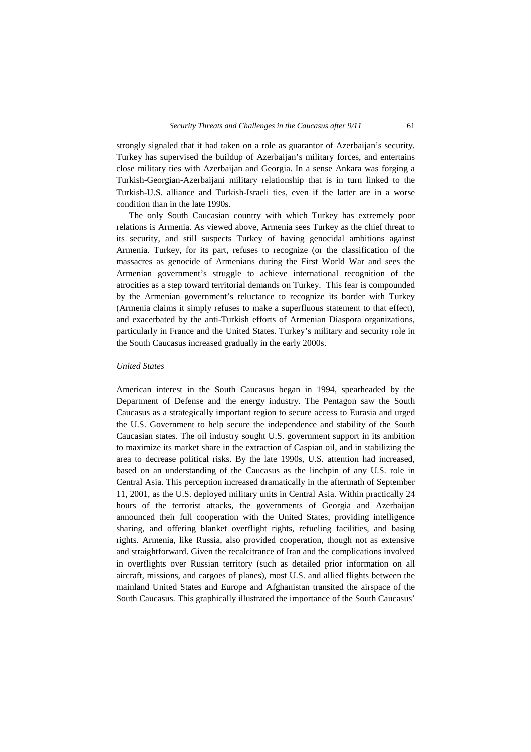strongly signaled that it had taken on a role as guarantor of Azerbaijan's security. Turkey has supervised the buildup of Azerbaijan's military forces, and entertains close military ties with Azerbaijan and Georgia. In a sense Ankara was forging a Turkish-Georgian-Azerbaijani military relationship that is in turn linked to the Turkish-U.S. alliance and Turkish-Israeli ties, even if the latter are in a worse condition than in the late 1990s.

The only South Caucasian country with which Turkey has extremely poor relations is Armenia. As viewed above, Armenia sees Turkey as the chief threat to its security, and still suspects Turkey of having genocidal ambitions against Armenia. Turkey, for its part, refuses to recognize (or the classification of the massacres as genocide of Armenians during the First World War and sees the Armenian government's struggle to achieve international recognition of the atrocities as a step toward territorial demands on Turkey. This fear is compounded by the Armenian government's reluctance to recognize its border with Turkey (Armenia claims it simply refuses to make a superfluous statement to that effect), and exacerbated by the anti-Turkish efforts of Armenian Diaspora organizations, particularly in France and the United States. Turkey's military and security role in the South Caucasus increased gradually in the early 2000s.

### *United States*

American interest in the South Caucasus began in 1994, spearheaded by the Department of Defense and the energy industry. The Pentagon saw the South Caucasus as a strategically important region to secure access to Eurasia and urged the U.S. Government to help secure the independence and stability of the South Caucasian states. The oil industry sought U.S. government support in its ambition to maximize its market share in the extraction of Caspian oil, and in stabilizing the area to decrease political risks. By the late 1990s, U.S. attention had increased, based on an understanding of the Caucasus as the linchpin of any U.S. role in Central Asia. This perception increased dramatically in the aftermath of September 11, 2001, as the U.S. deployed military units in Central Asia. Within practically 24 hours of the terrorist attacks, the governments of Georgia and Azerbaijan announced their full cooperation with the United States, providing intelligence sharing, and offering blanket overflight rights, refueling facilities, and basing rights. Armenia, like Russia, also provided cooperation, though not as extensive and straightforward. Given the recalcitrance of Iran and the complications involved in overflights over Russian territory (such as detailed prior information on all aircraft, missions, and cargoes of planes), most U.S. and allied flights between the mainland United States and Europe and Afghanistan transited the airspace of the South Caucasus. This graphically illustrated the importance of the South Caucasus'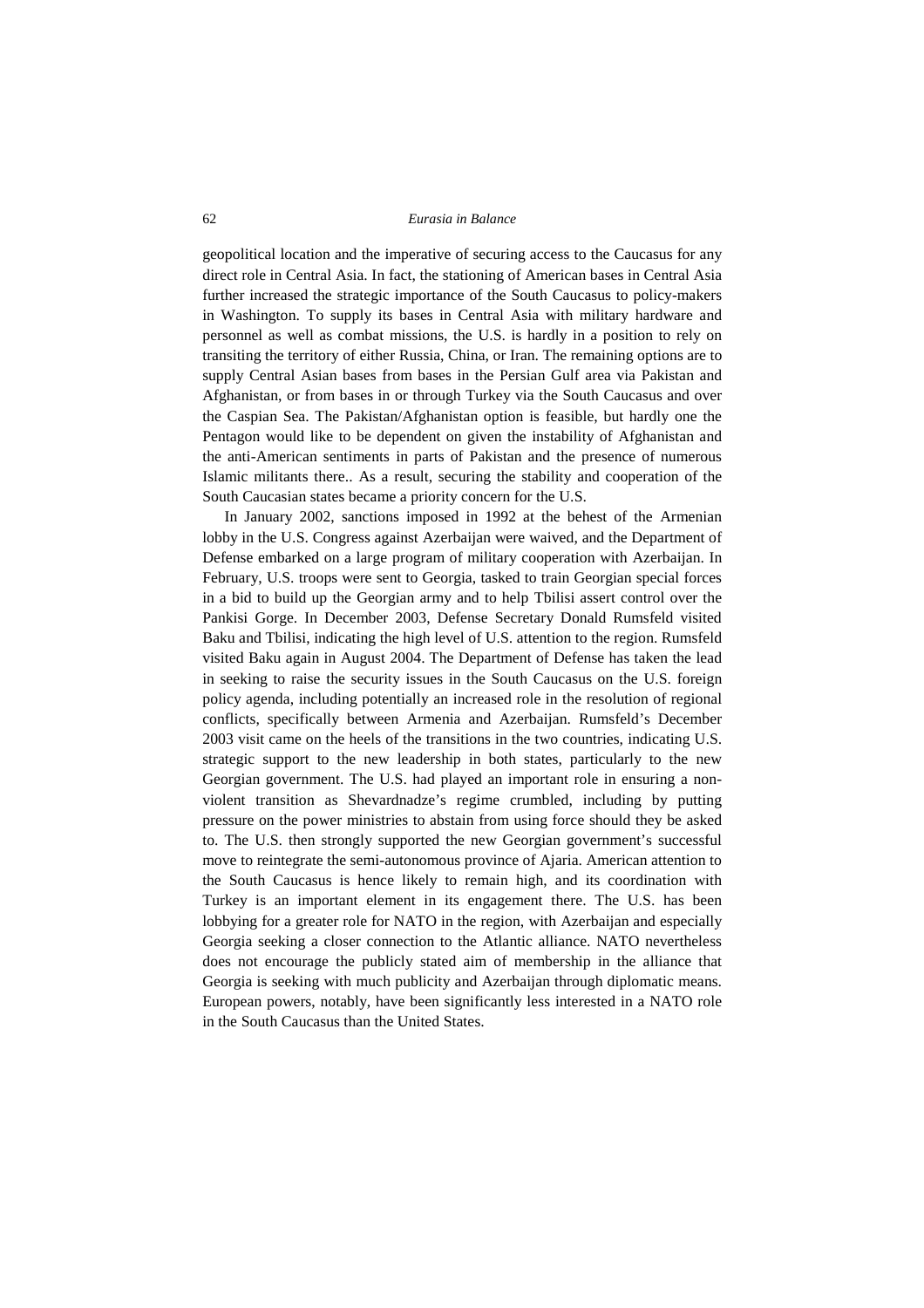geopolitical location and the imperative of securing access to the Caucasus for any direct role in Central Asia. In fact, the stationing of American bases in Central Asia further increased the strategic importance of the South Caucasus to policy-makers in Washington. To supply its bases in Central Asia with military hardware and personnel as well as combat missions, the U.S. is hardly in a position to rely on transiting the territory of either Russia, China, or Iran. The remaining options are to supply Central Asian bases from bases in the Persian Gulf area via Pakistan and Afghanistan, or from bases in or through Turkey via the South Caucasus and over the Caspian Sea. The Pakistan/Afghanistan option is feasible, but hardly one the Pentagon would like to be dependent on given the instability of Afghanistan and the anti-American sentiments in parts of Pakistan and the presence of numerous Islamic militants there.. As a result, securing the stability and cooperation of the South Caucasian states became a priority concern for the U.S.

In January 2002, sanctions imposed in 1992 at the behest of the Armenian lobby in the U.S. Congress against Azerbaijan were waived, and the Department of Defense embarked on a large program of military cooperation with Azerbaijan. In February, U.S. troops were sent to Georgia, tasked to train Georgian special forces in a bid to build up the Georgian army and to help Tbilisi assert control over the Pankisi Gorge. In December 2003, Defense Secretary Donald Rumsfeld visited Baku and Tbilisi, indicating the high level of U.S. attention to the region. Rumsfeld visited Baku again in August 2004. The Department of Defense has taken the lead in seeking to raise the security issues in the South Caucasus on the U.S. foreign policy agenda, including potentially an increased role in the resolution of regional conflicts, specifically between Armenia and Azerbaijan. Rumsfeld's December 2003 visit came on the heels of the transitions in the two countries, indicating U.S. strategic support to the new leadership in both states, particularly to the new Georgian government. The U.S. had played an important role in ensuring a non-violent transition as Shevardnadze's regime crumbled, including by putting pressure on the power ministries to abstain from using force should they be asked to. The U.S. then strongly supported the new Georgian government's successful move to reintegrate the semi-autonomous province of Ajaria. American attention to the South Caucasus is hence likely to remain high, and its coordination with Turkey is an important element in its engagement there. The U.S. has been lobbying for a greater role for NATO in the region, with Azerbaijan and especially Georgia seeking a closer connection to the Atlantic alliance. NATO nevertheless does not encourage the publicly stated aim of membership in the alliance that Georgia is seeking with much publicity and Azerbaijan through diplomatic means. European powers, notably, have been significantly less interested in a NATO role in the South Caucasus than the United States.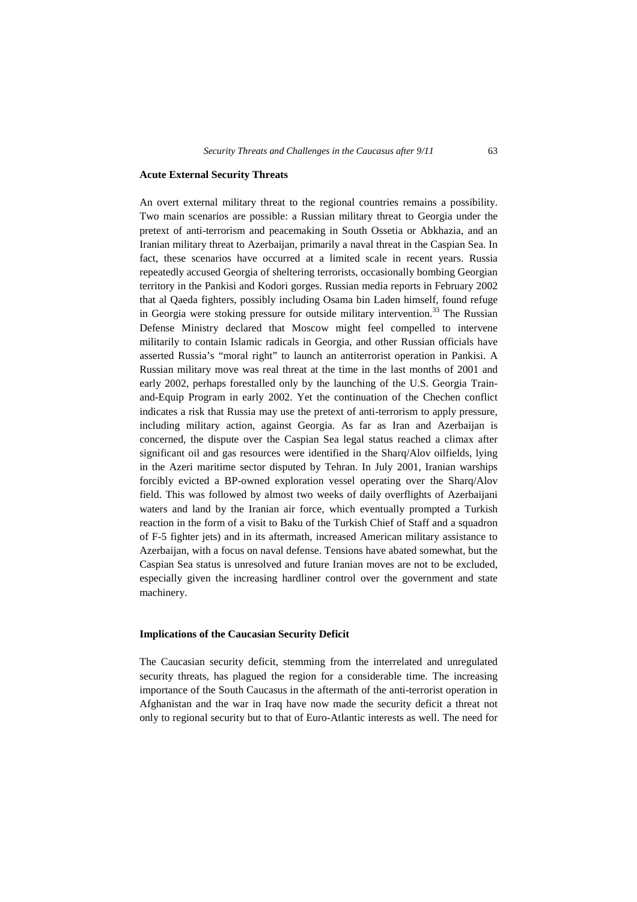## Acute External Security Threats

An overt external military threat to the regional countries remains a possibility. Two main scenarios are possible: a Russian military threat to Georgia under the pretext of anti-terrorism and peacemaking in South Ossetia or Abkhazia, and an Iranian military threat to Azerbaijan, primarily a naval threat in the Caspian Sea. In fact, these scenarios have occurred at a limited scale in recent years. Russia repeatedly accused Georgia of sheltering terrorists, occasionally bombing Georgian territory in the Pankisi and Kodori gorges. Russian media reports in February 2002 that al Qaeda fighters, possibly including Osama bin Laden himself, found refuge in Georgia were stoking pressure for outside military intervention.[33] The Russian Defense Ministry declared that Moscow might feel compelled to intervene militarily to contain Islamic radicals in Georgia, and other Russian officials have asserted Russia's "moral right" to launch an antiterrorist operation in Pankisi. A Russian military move was real threat at the time in the last months of 2001 and early 2002, perhaps forestalled only by the launching of the U.S. Georgia Train-and-Equip Program in early 2002. Yet the continuation of the Chechen conflict indicates a risk that Russia may use the pretext of anti-terrorism to apply pressure, including military action, against Georgia. As far as Iran and Azerbaijan is concerned, the dispute over the Caspian Sea legal status reached a climax after significant oil and gas resources were identified in the Sharq/Alov oilfields, lying in the Azeri maritime sector disputed by Tehran. In July 2001, Iranian warships forcibly evicted a BP-owned exploration vessel operating over the Sharq/Alov field. This was followed by almost two weeks of daily overflights of Azerbaijani waters and land by the Iranian air force, which eventually prompted a Turkish reaction in the form of a visit to Baku of the Turkish Chief of Staff and a squadron of F-5 fighter jets) and in its aftermath, increased American military assistance to Azerbaijan, with a focus on naval defense. Tensions have abated somewhat, but the Caspian Sea status is unresolved and future Iranian moves are not to be excluded, especially given the increasing hardliner control over the government and state machinery.

## Implications of the Caucasian Security Deficit

The Caucasian security deficit, stemming from the interrelated and unregulated security threats, has plagued the region for a considerable time. The increasing importance of the South Caucasus in the aftermath of the anti-terrorist operation in Afghanistan and the war in Iraq have now made the security deficit a threat not only to regional security but to that of Euro-Atlantic interests as well. The need for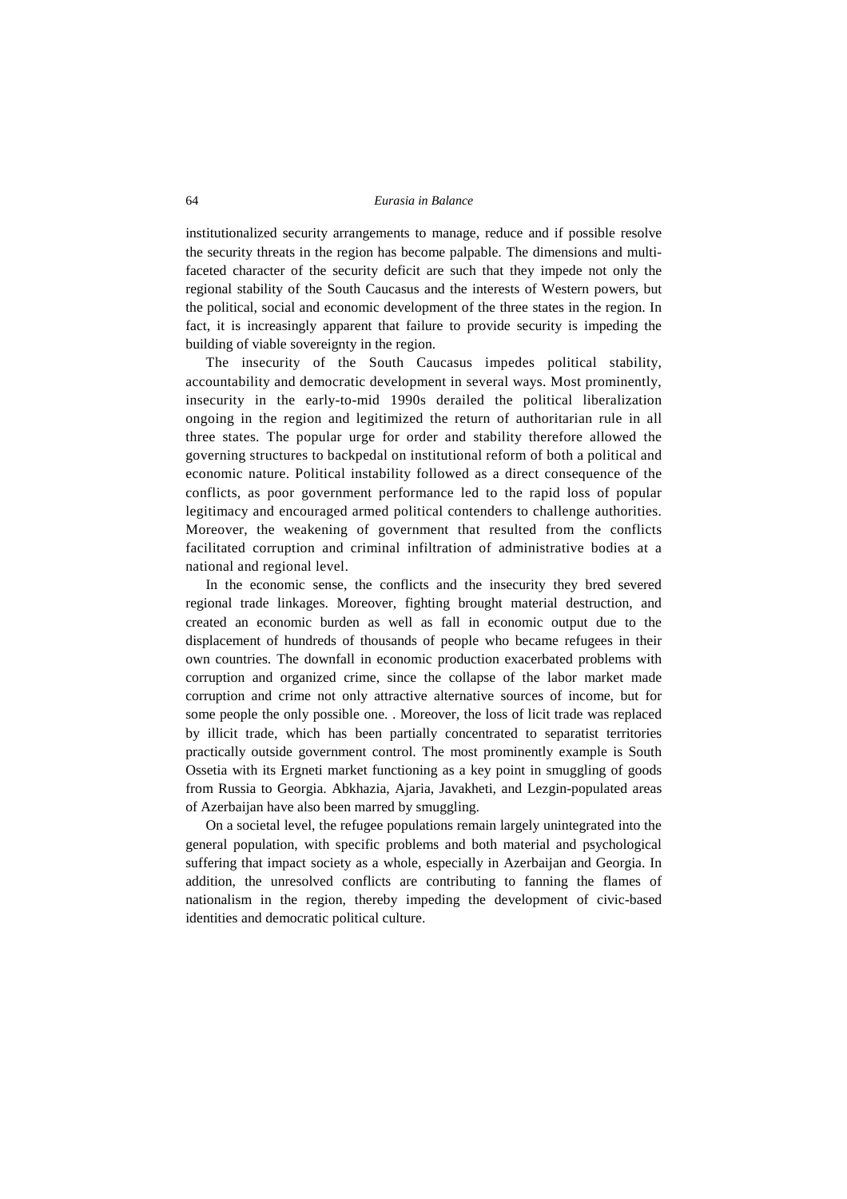institutionalized security arrangements to manage, reduce and if possible resolve the security threats in the region has become palpable. The dimensions and multi-faceted character of the security deficit are such that they impede not only the regional stability of the South Caucasus and the interests of Western powers, but the political, social and economic development of the three states in the region. In fact, it is increasingly apparent that failure to provide security is impeding the building of viable sovereignty in the region.

The insecurity of the South Caucasus impedes political stability, accountability and democratic development in several ways. Most prominently, insecurity in the early-to-mid 1990s derailed the political liberalization ongoing in the region and legitimized the return of authoritarian rule in all three states. The popular urge for order and stability therefore allowed the governing structures to backpedal on institutional reform of both a political and economic nature. Political instability followed as a direct consequence of the conflicts, as poor government performance led to the rapid loss of popular legitimacy and encouraged armed political contenders to challenge authorities. Moreover, the weakening of government that resulted from the conflicts facilitated corruption and criminal infiltration of administrative bodies at a national and regional level.

In the economic sense, the conflicts and the insecurity they bred severed regional trade linkages. Moreover, fighting brought material destruction, and created an economic burden as well as fall in economic output due to the displacement of hundreds of thousands of people who became refugees in their own countries. The downfall in economic production exacerbated problems with corruption and organized crime, since the collapse of the labor market made corruption and crime not only attractive alternative sources of income, but for some people the only possible one. . Moreover, the loss of licit trade was replaced by illicit trade, which has been partially concentrated to separatist territories practically outside government control. The most prominently example is South Ossetia with its Ergneti market functioning as a key point in smuggling of goods from Russia to Georgia. Abkhazia, Ajaria, Javakheti, and Lezgin-populated areas of Azerbaijan have also been marred by smuggling.

On a societal level, the refugee populations remain largely unintegrated into the general population, with specific problems and both material and psychological suffering that impact society as a whole, especially in Azerbaijan and Georgia. In addition, the unresolved conflicts are contributing to fanning the flames of nationalism in the region, thereby impeding the development of civic-based identities and democratic political culture.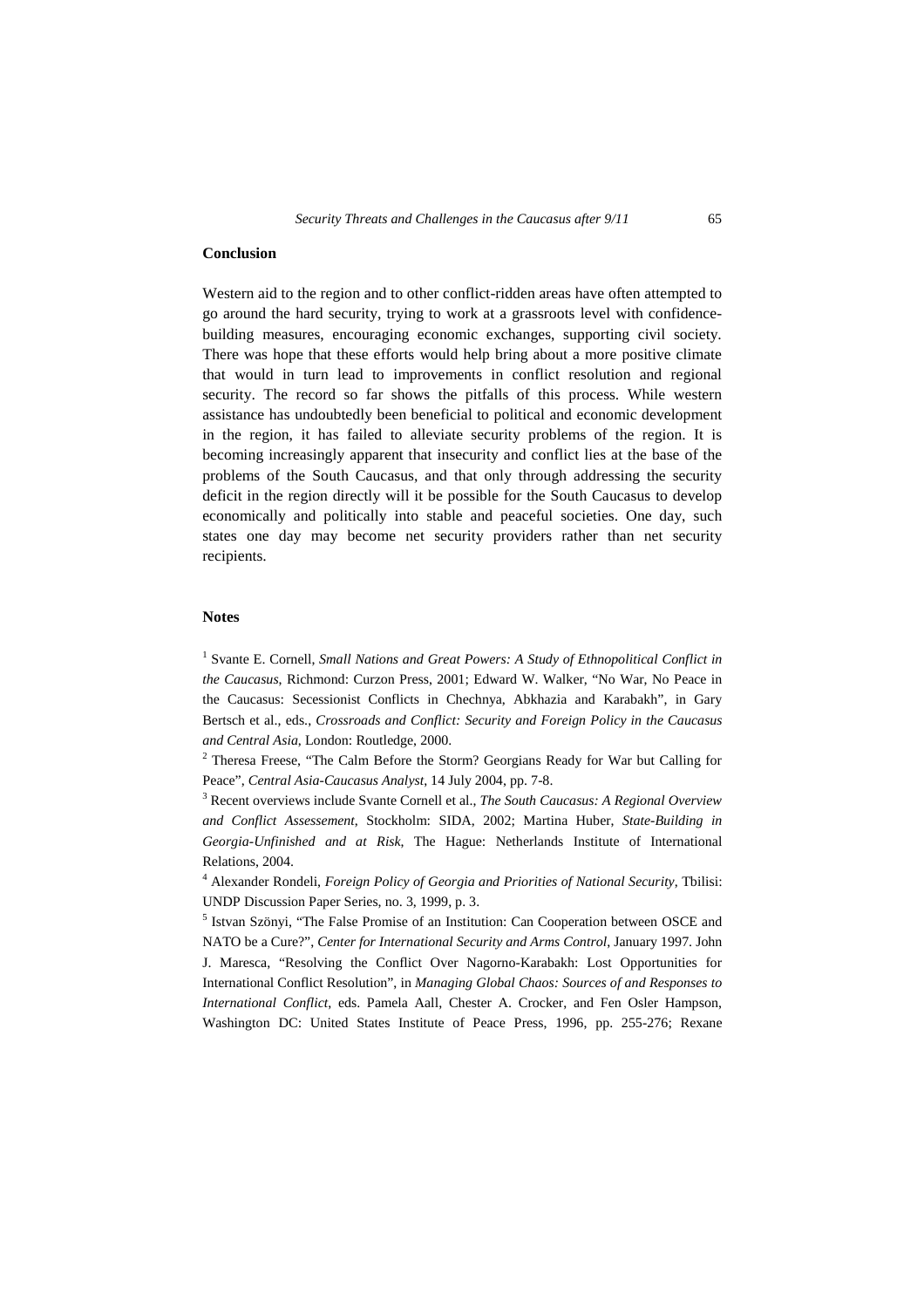## Conclusion

Western aid to the region and to other conflict-ridden areas have often attempted to go around the hard security, trying to work at a grassroots level with confidence-building measures, encouraging economic exchanges, supporting civil society. There was hope that these efforts would help bring about a more positive climate that would in turn lead to improvements in conflict resolution and regional security. The record so far shows the pitfalls of this process. While western assistance has undoubtedly been beneficial to political and economic development in the region, it has failed to alleviate security problems of the region. It is becoming increasingly apparent that insecurity and conflict lies at the base of the problems of the South Caucasus, and that only through addressing the security deficit in the region directly will it be possible for the South Caucasus to develop economically and politically into stable and peaceful societies. One day, such states one day may become net security providers rather than net security recipients.

## Notes

[1] Svante E. Cornell, *Small Nations and Great Powers: A Study of Ethnopolitical Conflict in the Caucasus*, Richmond: Curzon Press, 2001; Edward W. Walker, "No War, No Peace in the Caucasus: Secessionist Conflicts in Chechnya, Abkhazia and Karabakh", in Gary Bertsch et al., eds., *Crossroads and Conflict: Security and Foreign Policy in the Caucasus and Central Asia*, London: Routledge, 2000.

[2] Theresa Freese, "The Calm Before the Storm? Georgians Ready for War but Calling for Peace", *Central Asia-Caucasus Analyst*, 14 July 2004, pp. 7-8.

[3] Recent overviews include Svante Cornell et al., *The South Caucasus: A Regional Overview and Conflict Assessement*, Stockholm: SIDA, 2002; Martina Huber, *State-Building in Georgia-Unfinished and at Risk*, The Hague: Netherlands Institute of International Relations, 2004.

[4] Alexander Rondeli, *Foreign Policy of Georgia and Priorities of National Security*, Tbilisi: UNDP Discussion Paper Series, no. 3, 1999, p. 3.

[5] Istvan Szönyi, "The False Promise of an Institution: Can Cooperation between OSCE and NATO be a Cure?", *Center for International Security and Arms Control*, January 1997. John J. Maresca, "Resolving the Conflict Over Nagorno-Karabakh: Lost Opportunities for International Conflict Resolution", in *Managing Global Chaos: Sources of and Responses to International Conflict*, eds. Pamela Aall, Chester A. Crocker, and Fen Osler Hampson, Washington DC: United States Institute of Peace Press, 1996, pp. 255-276; Rexane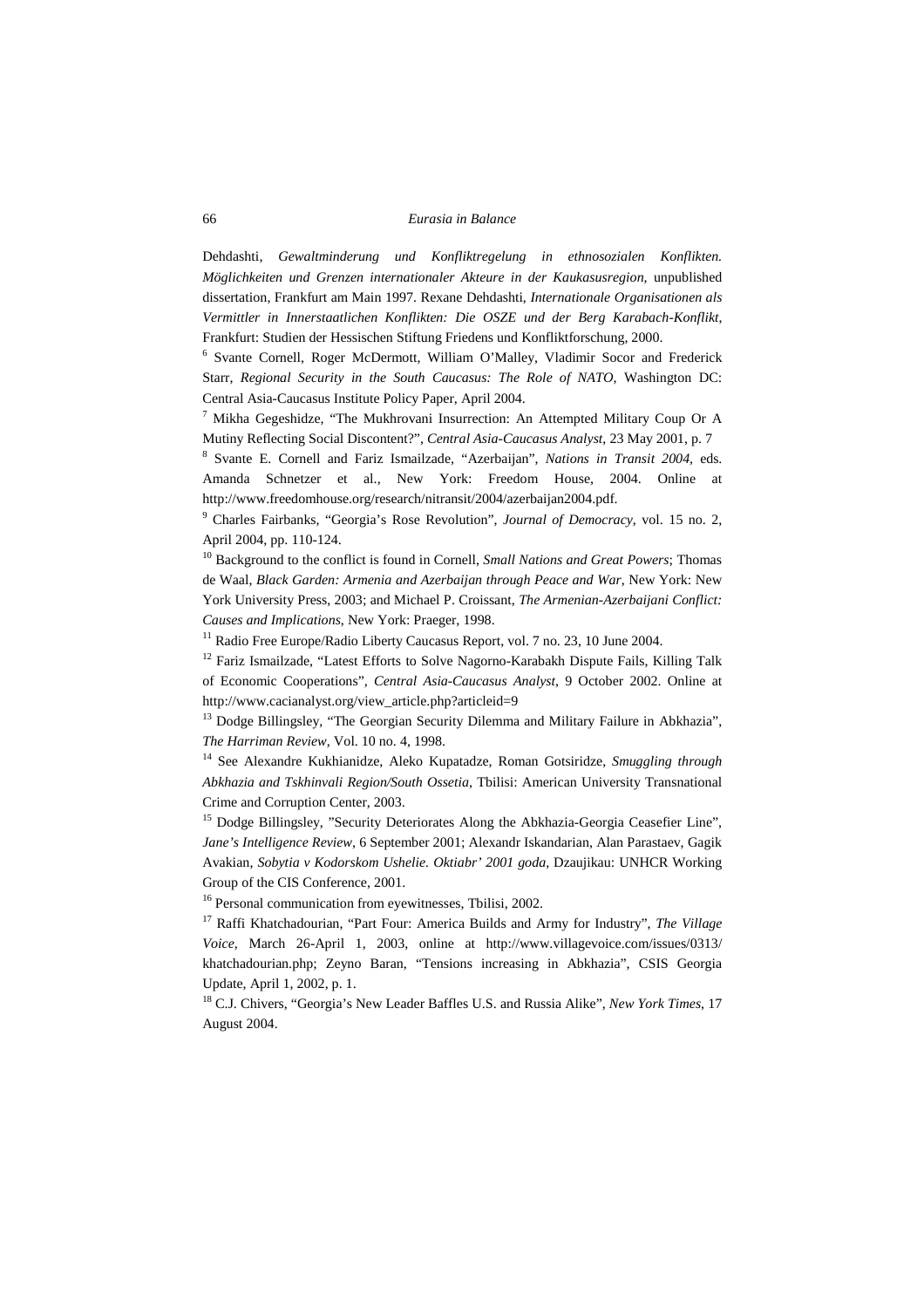Dehdashti, *Gewaltminderung und Konfliktregelung in ethnosozialen Konflikten. Möglichkeiten und Grenzen internationaler Akteure in der Kaukasusregion*, unpublished dissertation, Frankfurt am Main 1997. Rexane Dehdashti, *Internationale Organisationen als Vermittler in Innerstaatlichen Konflikten: Die OSZE und der Berg Karabach-Konflikt*, Frankfurt: Studien der Hessischen Stiftung Friedens und Konfliktforschung, 2000.

[6] Svante Cornell, Roger McDermott, William O'Malley, Vladimir Socor and Frederick Starr, *Regional Security in the South Caucasus: The Role of NATO*, Washington DC: Central Asia-Caucasus Institute Policy Paper, April 2004.

[7] Mikha Gegeshidze, "The Mukhrovani Insurrection: An Attempted Military Coup Or A Mutiny Reflecting Social Discontent?", *Central Asia-Caucasus Analyst*, 23 May 2001, p. 7

[8] Svante E. Cornell and Fariz Ismailzade, "Azerbaijan", *Nations in Transit 2004*, eds. Amanda Schnetzer et al., New York: Freedom House, 2004. Online at http://www.freedomhouse.org/research/nitransit/2004/azerbaijan2004.pdf.

[9] Charles Fairbanks, "Georgia's Rose Revolution", *Journal of Democracy*, vol. 15 no. 2, April 2004, pp. 110-124.

[10] Background to the conflict is found in Cornell, *Small Nations and Great Powers*; Thomas de Waal, *Black Garden: Armenia and Azerbaijan through Peace and War*, New York: New York University Press, 2003; and Michael P. Croissant, *The Armenian-Azerbaijani Conflict: Causes and Implications*, New York: Praeger, 1998.

[11] Radio Free Europe/Radio Liberty Caucasus Report, vol. 7 no. 23, 10 June 2004.

[12] Fariz Ismailzade, "Latest Efforts to Solve Nagorno-Karabakh Dispute Fails, Killing Talk of Economic Cooperations", *Central Asia-Caucasus Analyst*, 9 October 2002. Online at http://www.cacianalyst.org/view_article.php?articleid=9

[13] Dodge Billingsley, "The Georgian Security Dilemma and Military Failure in Abkhazia", *The Harriman Review*, Vol. 10 no. 4, 1998.

[14] See Alexandre Kukhianidze, Aleko Kupatadze, Roman Gotsiridze, *Smuggling through Abkhazia and Tskhinvali Region/South Ossetia*, Tbilisi: American University Transnational Crime and Corruption Center, 2003.

[15] Dodge Billingsley, "Security Deteriorates Along the Abkhazia-Georgia Ceasefier Line", *Jane's Intelligence Review*, 6 September 2001; Alexandr Iskandarian, Alan Parastaev, Gagik Avakian, *Sobytia v Kodorskom Ushelie. Oktiabr' 2001 goda*, Dzaujikau: UNHCR Working Group of the CIS Conference, 2001.

[16] Personal communication from eyewitnesses, Tbilisi, 2002.

[17] Raffi Khatchadourian, "Part Four: America Builds and Army for Industry", *The Village Voice*, March 26-April 1, 2003, online at http://www.villagevoice.com/issues/0313/khatchadourian.php; Zeyno Baran, "Tensions increasing in Abkhazia", CSIS Georgia Update, April 1, 2002, p. 1.

[18] C.J. Chivers, "Georgia's New Leader Baffles U.S. and Russia Alike", *New York Times*, 17 August 2004.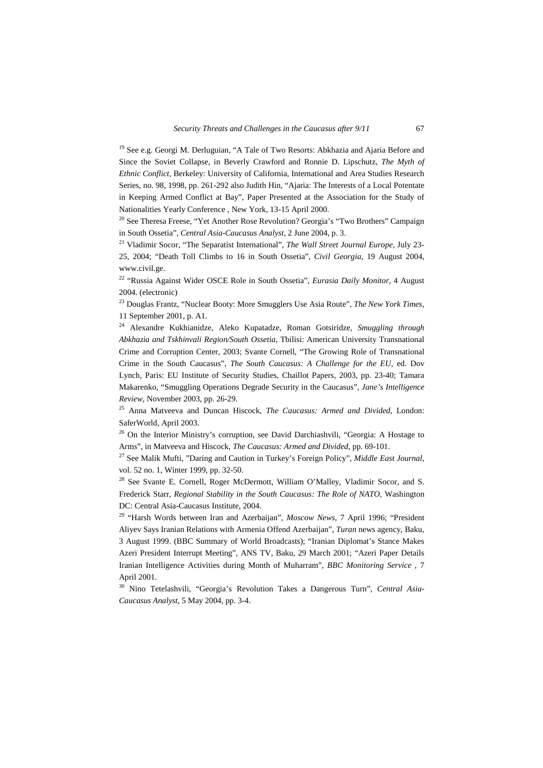[19] See e.g. Georgi M. Derluguian, "A Tale of Two Resorts: Abkhazia and Ajaria Before and Since the Soviet Collapse, in Beverly Crawford and Ronnie D. Lipschutz, *The Myth of Ethnic Conflict*, Berkeley: University of California, International and Area Studies Research Series, no. 98, 1998, pp. 261-292 also Judith Hin, "Ajaria: The Interests of a Local Potentate in Keeping Armed Conflict at Bay", Paper Presented at the Association for the Study of Nationalities Yearly Conference , New York, 13-15 April 2000.

[20] See Theresa Freese, "Yet Another Rose Revolution? Georgia's "Two Brothers" Campaign in South Ossetia", *Central Asia-Caucasus Analyst*, 2 June 2004, p. 3.

[21] Vladimir Socor, "The Separatist International", *The Wall Street Journal Europe*, July 23-25, 2004; "Death Toll Climbs to 16 in South Ossetia", *Civil Georgia*, 19 August 2004, www.civil.ge.

[22] "Russia Against Wider OSCE Role in South Ossetia", *Eurasia Daily Monitor*, 4 August 2004. (electronic)

[23] Douglas Frantz, "Nuclear Booty: More Smugglers Use Asia Route", *The New York Times*, 11 September 2001, p. A1.

[24] Alexandre Kukhianidze, Aleko Kupatadze, Roman Gotsiridze, *Smuggling through Abkhazia and Tskhinvali Region/South Ossetia*, Tbilisi: American University Transnational Crime and Corruption Center, 2003; Svante Cornell, "The Growing Role of Transnational Crime in the South Caucasus", *The South Caucasus: A Challenge for the EU*, ed. Dov Lynch, Paris: EU Institute of Security Studies, Chaillot Papers, 2003, pp. 23-40; Tamara Makarenko, "Smuggling Operations Degrade Security in the Caucasus", *Jane's Intelligence Review*, November 2003, pp. 26-29.

[25] Anna Matveeva and Duncan Hiscock, *The Caucasus: Armed and Divided*, London: SaferWorld, April 2003.

[26] On the Interior Ministry's corruption, see David Darchiashvili, "Georgia: A Hostage to Arms", in Matveeva and Hiscock, *The Caucasus: Armed and Divided*, pp. 69-101.

[27] See Malik Mufti, "Daring and Caution in Turkey's Foreign Policy", *Middle East Journal*, vol. 52 no. 1, Winter 1999, pp. 32-50.

[28] See Svante E. Cornell, Roger McDermott, William O'Malley, Vladimir Socor, and S. Frederick Starr, *Regional Stability in the South Caucasus: The Role of NATO*, Washington DC: Central Asia-Caucasus Institute, 2004.

[29] "Harsh Words between Iran and Azerbaijan", *Moscow News*, 7 April 1996; "President Aliyev Says Iranian Relations with Armenia Offend Azerbaijan", *Turan* news agency, Baku, 3 August 1999. (BBC Summary of World Broadcasts); "Iranian Diplomat's Stance Makes Azeri President Interrupt Meeting", ANS TV, Baku, 29 March 2001; "Azeri Paper Details Iranian Intelligence Activities during Month of Muharram", *BBC Monitoring Service* , 7 April 2001.

[30] Nino Tetelashvili, "Georgia's Revolution Takes a Dangerous Turn", *Central Asia-Caucasus Analyst*, 5 May 2004, pp. 3-4.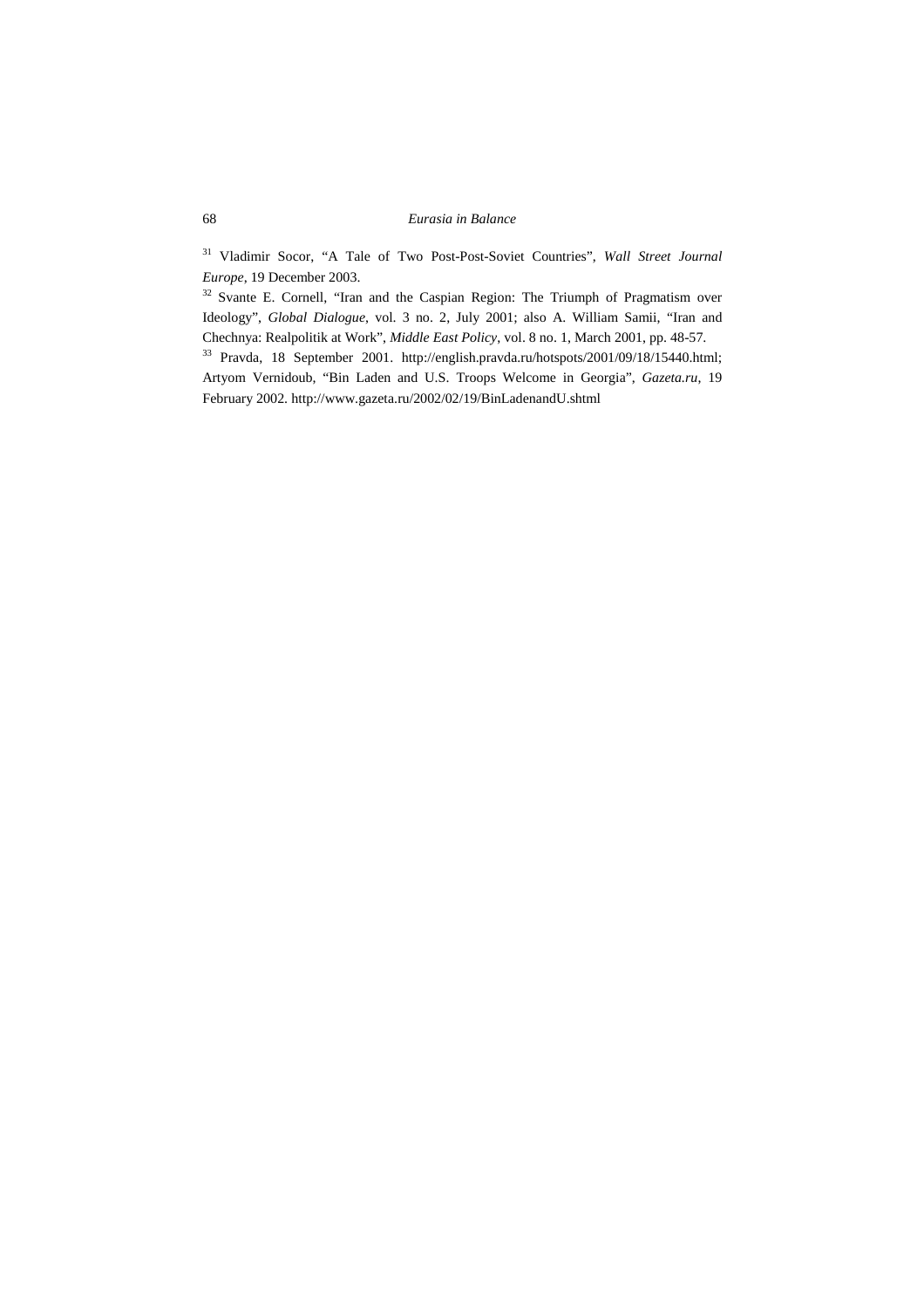[31] Vladimir Socor, "A Tale of Two Post-Post-Soviet Countries", *Wall Street Journal Europe*, 19 December 2003.

[32] Svante E. Cornell, "Iran and the Caspian Region: The Triumph of Pragmatism over Ideology", *Global Dialogue*, vol. 3 no. 2, July 2001; also A. William Samii, "Iran and Chechnya: Realpolitik at Work", *Middle East Policy*, vol. 8 no. 1, March 2001, pp. 48-57.

[33] Pravda, 18 September 2001. http://english.pravda.ru/hotspots/2001/09/18/15440.html; Artyom Vernidoub, "Bin Laden and U.S. Troops Welcome in Georgia", *Gazeta.ru*, 19 February 2002. http://www.gazeta.ru/2002/02/19/BinLadenandU.shtml